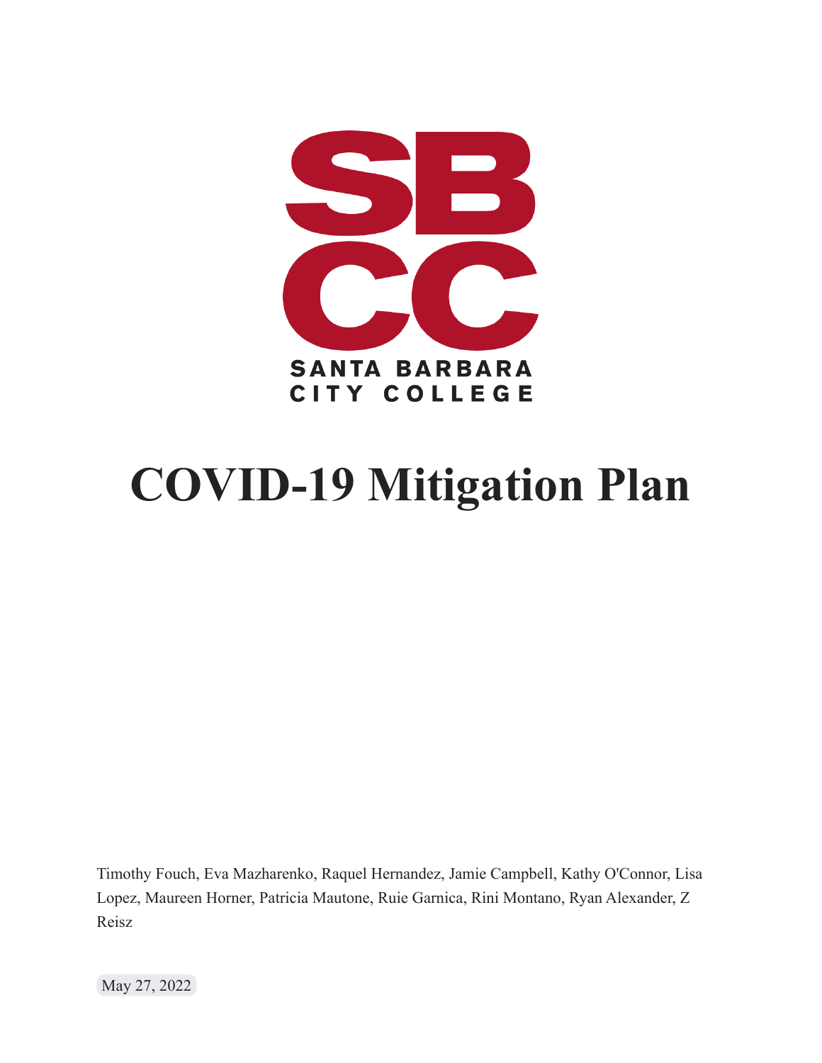SANTA BARBARA CITY COLLEGE

# COVID-19 Mitigation Plan

Timothy Fouch, Eva Mazharenko, Raquel Hernandez, Jamie Campbell, Kathy O'Connor, Lisa Lopez, Maureen Horner, Patricia Mautone, Ruie Garnica, Rini Montano, Ryan Alexander, Z Reisz

May 27, 2022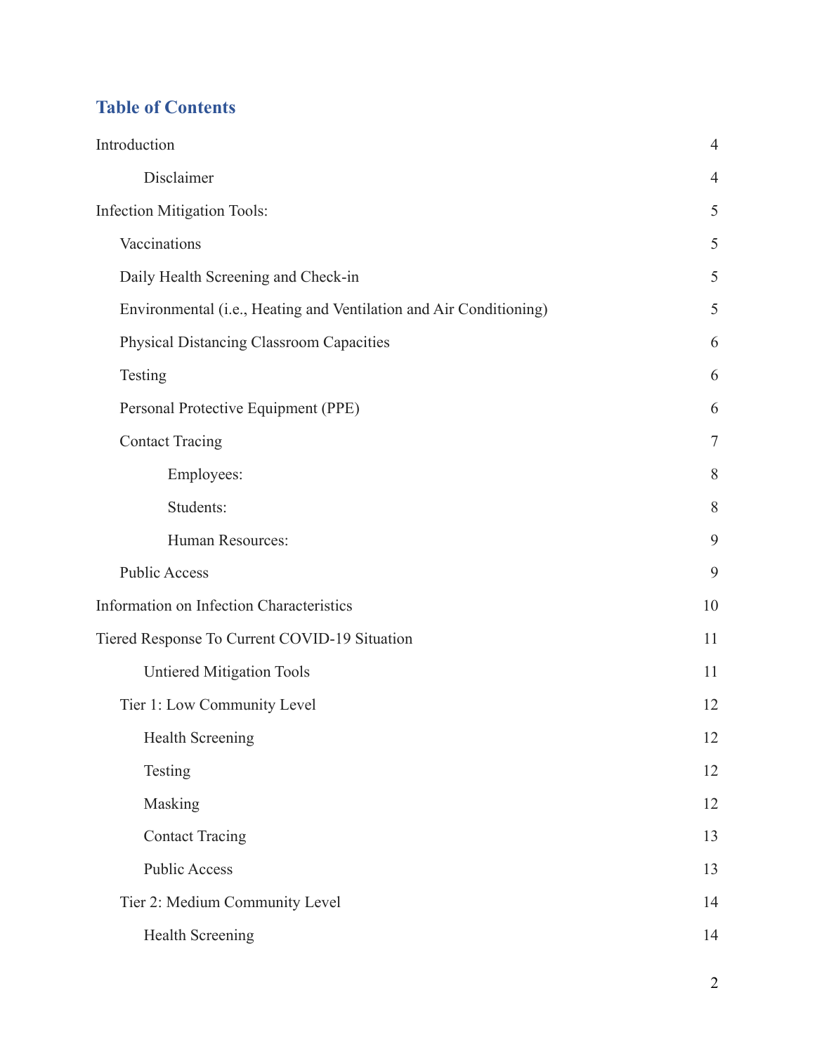## Table of Contents

| | |
|---|---|
| Introduction | 4 |
| Disclaimer | 4 |
| Infection Mitigation Tools: | 5 |
| Vaccinations | 5 |
| Daily Health Screening and Check-in | 5 |
| Environmental (i.e., Heating and Ventilation and Air Conditioning) | 5 |
| Physical Distancing Classroom Capacities | 6 |
| Testing | 6 |
| Personal Protective Equipment (PPE) | 6 |
| Contact Tracing | 7 |
| Employees: | 8 |
| Students: | 8 |
| Human Resources: | 9 |
| Public Access | 9 |
| Information on Infection Characteristics | 10 |
| Tiered Response To Current COVID-19 Situation | 11 |
| Untiered Mitigation Tools | 11 |
| Tier 1: Low Community Level | 12 |
| Health Screening | 12 |
| Testing | 12 |
| Masking | 12 |
| Contact Tracing | 13 |
| Public Access | 13 |
| Tier 2: Medium Community Level | 14 |
| Health Screening | 14 |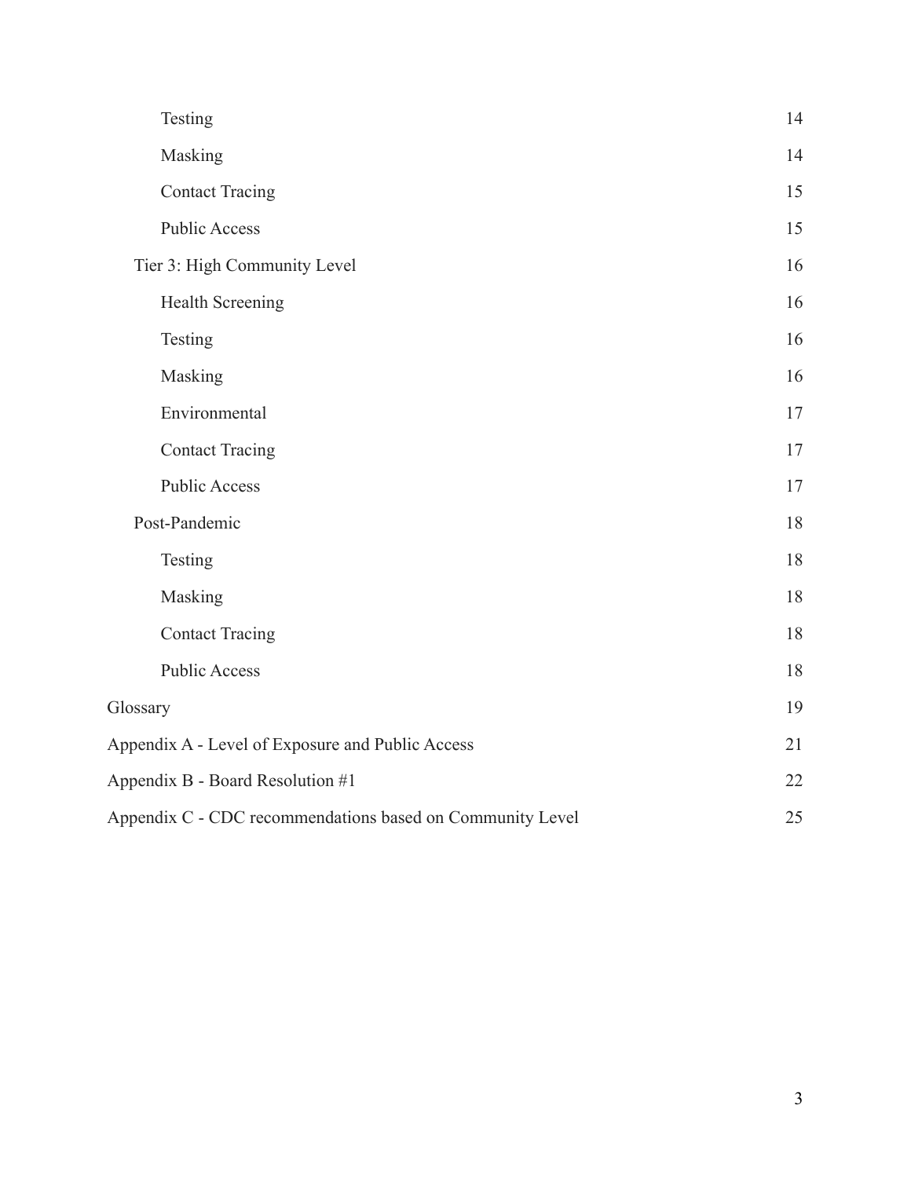- Testing 14
- Masking 14
- Contact Tracing 15
- Public Access 15

Tier 3: High Community Level 16

- Health Screening 16
- Testing 16
- Masking 16
- Environmental 17
- Contact Tracing 17
- Public Access 17

Post-Pandemic 18

- Testing 18
- Masking 18
- Contact Tracing 18
- Public Access 18

Glossary 19

Appendix A - Level of Exposure and Public Access 21

Appendix B - Board Resolution #1 22

Appendix C - CDC recommendations based on Community Level 25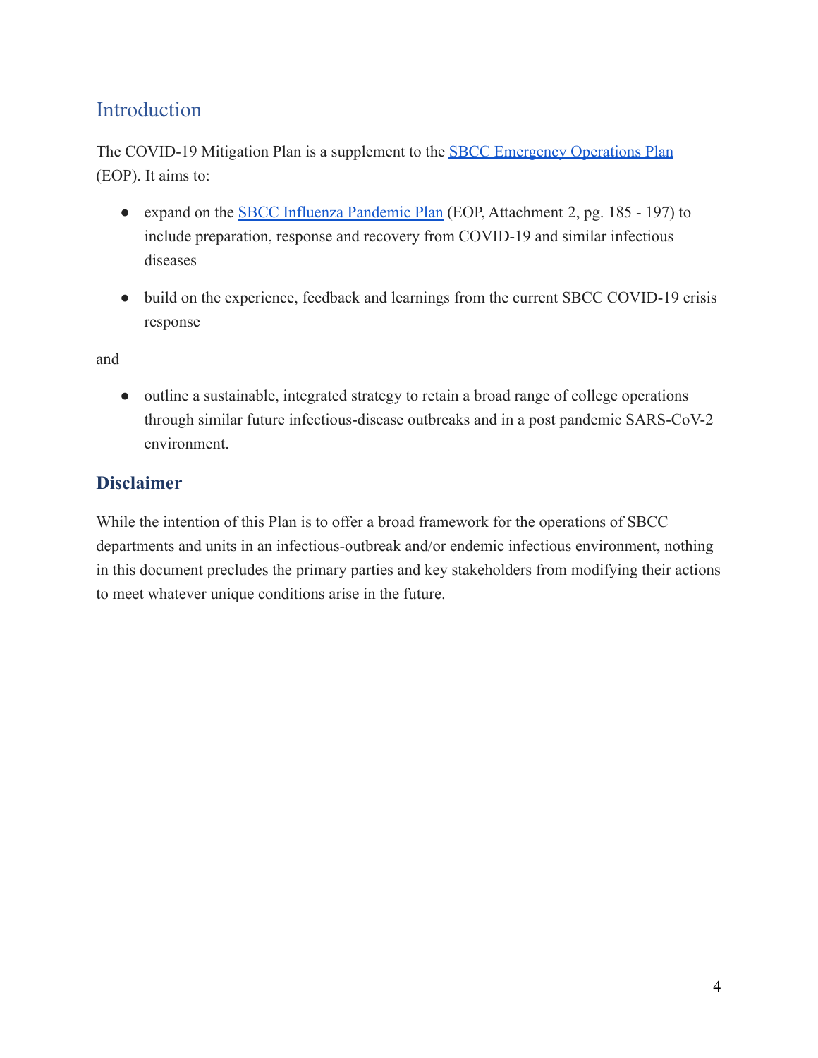## Introduction

The COVID-19 Mitigation Plan is a supplement to the SBCC Emergency Operations Plan (EOP). It aims to:

- expand on the SBCC Influenza Pandemic Plan (EOP, Attachment 2, pg. 185 - 197) to include preparation, response and recovery from COVID-19 and similar infectious diseases

- build on the experience, feedback and learnings from the current SBCC COVID-19 crisis response

and

- outline a sustainable, integrated strategy to retain a broad range of college operations through similar future infectious-disease outbreaks and in a post pandemic SARS-CoV-2 environment.

### Disclaimer

While the intention of this Plan is to offer a broad framework for the operations of SBCC departments and units in an infectious-outbreak and/or endemic infectious environment, nothing in this document precludes the primary parties and key stakeholders from modifying their actions to meet whatever unique conditions arise in the future.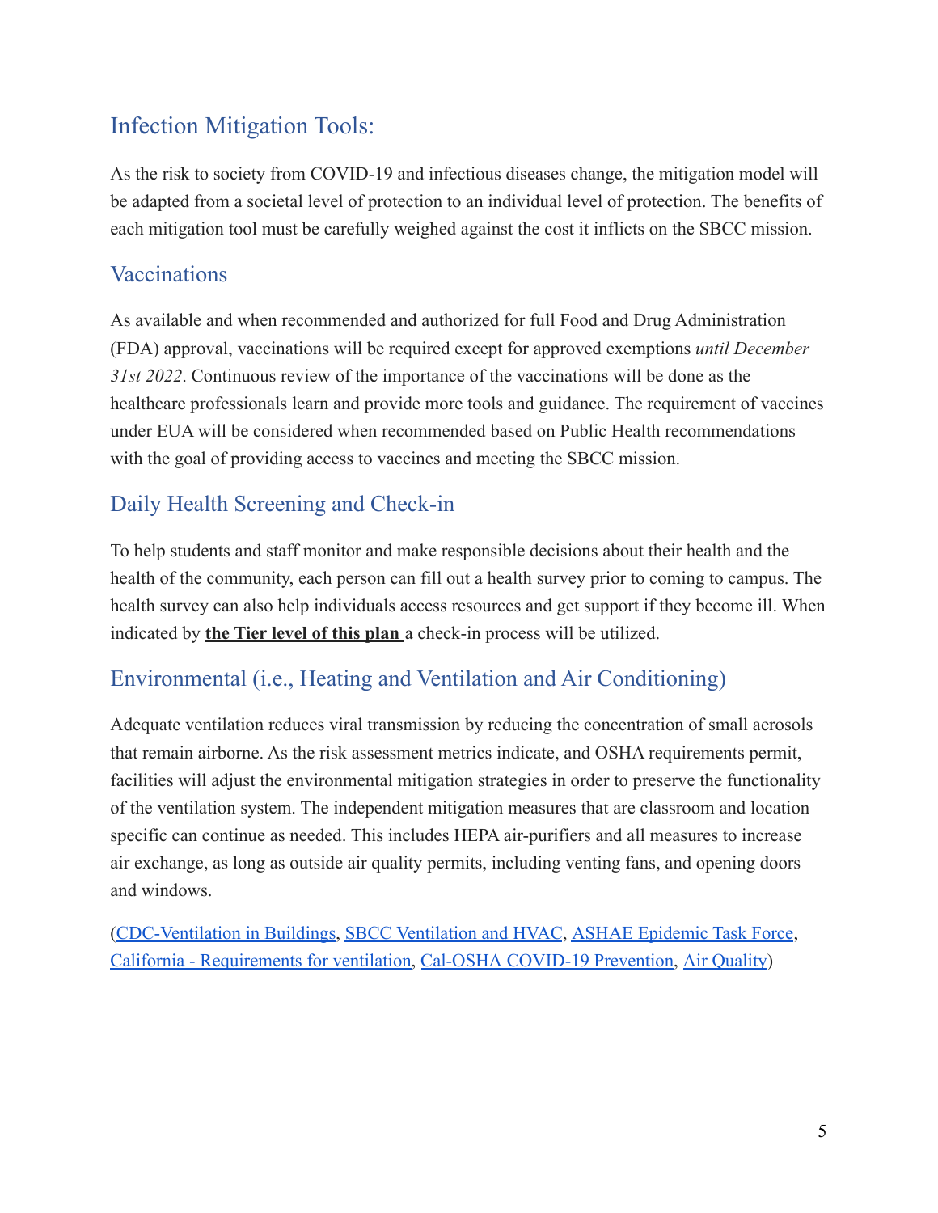## Infection Mitigation Tools:

As the risk to society from COVID-19 and infectious diseases change, the mitigation model will be adapted from a societal level of protection to an individual level of protection. The benefits of each mitigation tool must be carefully weighed against the cost it inflicts on the SBCC mission.

### Vaccinations

As available and when recommended and authorized for full Food and Drug Administration (FDA) approval, vaccinations will be required except for approved exemptions *until December 31st 2022*. Continuous review of the importance of the vaccinations will be done as the healthcare professionals learn and provide more tools and guidance. The requirement of vaccines under EUA will be considered when recommended based on Public Health recommendations with the goal of providing access to vaccines and meeting the SBCC mission.

### Daily Health Screening and Check-in

To help students and staff monitor and make responsible decisions about their health and the health of the community, each person can fill out a health survey prior to coming to campus. The health survey can also help individuals access resources and get support if they become ill. When indicated by **the Tier level of this plan** a check-in process will be utilized.

### Environmental (i.e., Heating and Ventilation and Air Conditioning)

Adequate ventilation reduces viral transmission by reducing the concentration of small aerosols that remain airborne. As the risk assessment metrics indicate, and OSHA requirements permit, facilities will adjust the environmental mitigation strategies in order to preserve the functionality of the ventilation system. The independent mitigation measures that are classroom and location specific can continue as needed. This includes HEPA air-purifiers and all measures to increase air exchange, as long as outside air quality permits, including venting fans, and opening doors and windows.

(CDC-Ventilation in Buildings, SBCC Ventilation and HVAC, ASHAE Epidemic Task Force, California - Requirements for ventilation, Cal-OSHA COVID-19 Prevention, Air Quality)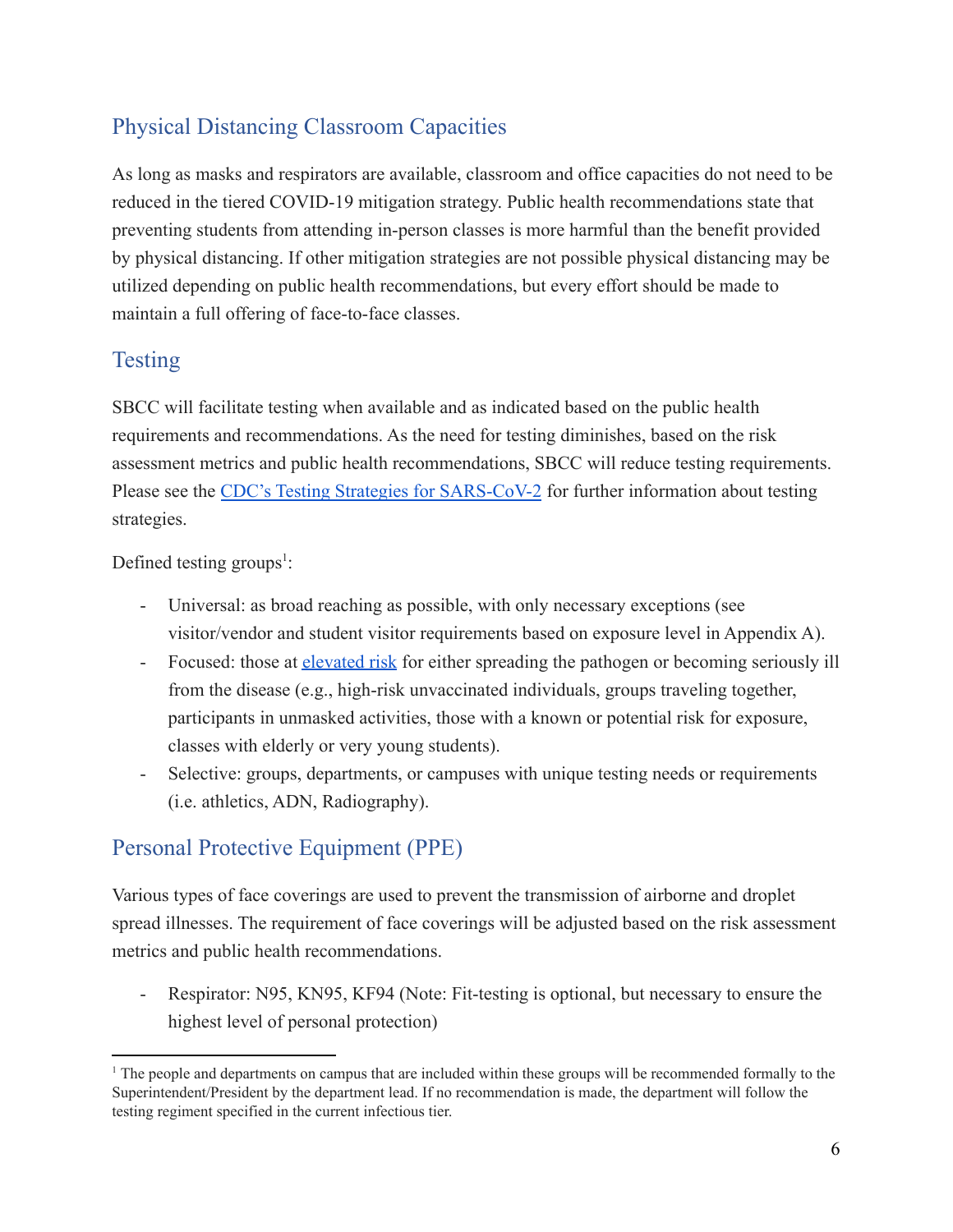## Physical Distancing Classroom Capacities

As long as masks and respirators are available, classroom and office capacities do not need to be reduced in the tiered COVID-19 mitigation strategy. Public health recommendations state that preventing students from attending in-person classes is more harmful than the benefit provided by physical distancing. If other mitigation strategies are not possible physical distancing may be utilized depending on public health recommendations, but every effort should be made to maintain a full offering of face-to-face classes.

## Testing

SBCC will facilitate testing when available and as indicated based on the public health requirements and recommendations. As the need for testing diminishes, based on the risk assessment metrics and public health recommendations, SBCC will reduce testing requirements. Please see the [CDC's Testing Strategies for SARS-CoV-2]() for further information about testing strategies.

Defined testing groups[1]:

- Universal: as broad reaching as possible, with only necessary exceptions (see visitor/vendor and student visitor requirements based on exposure level in Appendix A).
- Focused: those at [elevated risk]() for either spreading the pathogen or becoming seriously ill from the disease (e.g., high-risk unvaccinated individuals, groups traveling together, participants in unmasked activities, those with a known or potential risk for exposure, classes with elderly or very young students).
- Selective: groups, departments, or campuses with unique testing needs or requirements (i.e. athletics, ADN, Radiography).

## Personal Protective Equipment (PPE)

Various types of face coverings are used to prevent the transmission of airborne and droplet spread illnesses. The requirement of face coverings will be adjusted based on the risk assessment metrics and public health recommendations.

- Respirator: N95, KN95, KF94 (Note: Fit-testing is optional, but necessary to ensure the highest level of personal protection)

---

[1] The people and departments on campus that are included within these groups will be recommended formally to the Superintendent/President by the department lead. If no recommendation is made, the department will follow the testing regiment specified in the current infectious tier.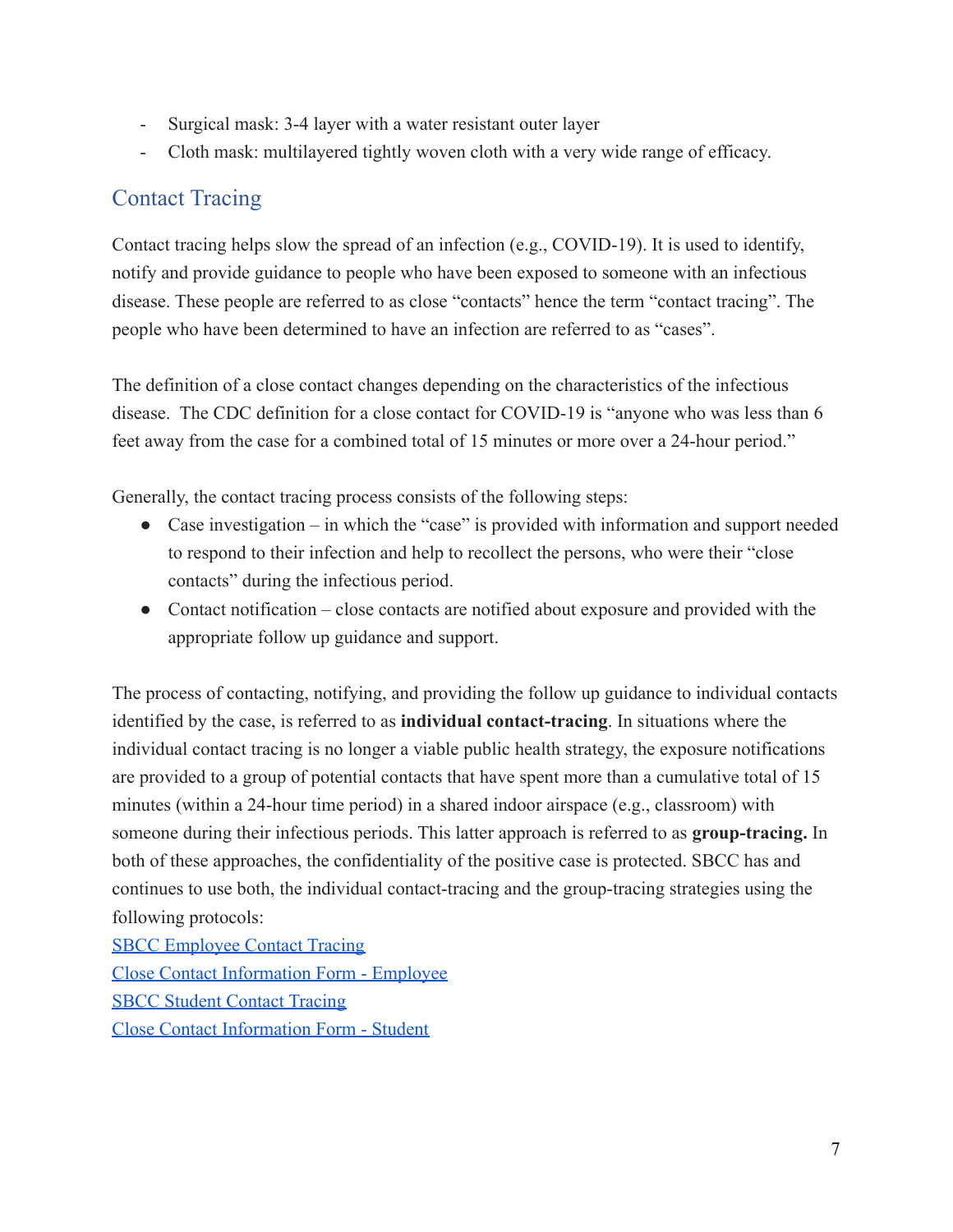- Surgical mask: 3-4 layer with a water resistant outer layer
- Cloth mask: multilayered tightly woven cloth with a very wide range of efficacy.

## Contact Tracing

Contact tracing helps slow the spread of an infection (e.g., COVID-19). It is used to identify, notify and provide guidance to people who have been exposed to someone with an infectious disease. These people are referred to as close "contacts" hence the term "contact tracing". The people who have been determined to have an infection are referred to as "cases".

The definition of a close contact changes depending on the characteristics of the infectious disease. The CDC definition for a close contact for COVID-19 is "anyone who was less than 6 feet away from the case for a combined total of 15 minutes or more over a 24-hour period."

Generally, the contact tracing process consists of the following steps:

- Case investigation – in which the "case" is provided with information and support needed to respond to their infection and help to recollect the persons, who were their "close contacts" during the infectious period.
- Contact notification – close contacts are notified about exposure and provided with the appropriate follow up guidance and support.

The process of contacting, notifying, and providing the follow up guidance to individual contacts identified by the case, is referred to as **individual contact-tracing**. In situations where the individual contact tracing is no longer a viable public health strategy, the exposure notifications are provided to a group of potential contacts that have spent more than a cumulative total of 15 minutes (within a 24-hour time period) in a shared indoor airspace (e.g., classroom) with someone during their infectious periods. This latter approach is referred to as **group-tracing.** In both of these approaches, the confidentiality of the positive case is protected. SBCC has and continues to use both, the individual contact-tracing and the group-tracing strategies using the following protocols:
SBCC Employee Contact Tracing
Close Contact Information Form - Employee
SBCC Student Contact Tracing
Close Contact Information Form - Student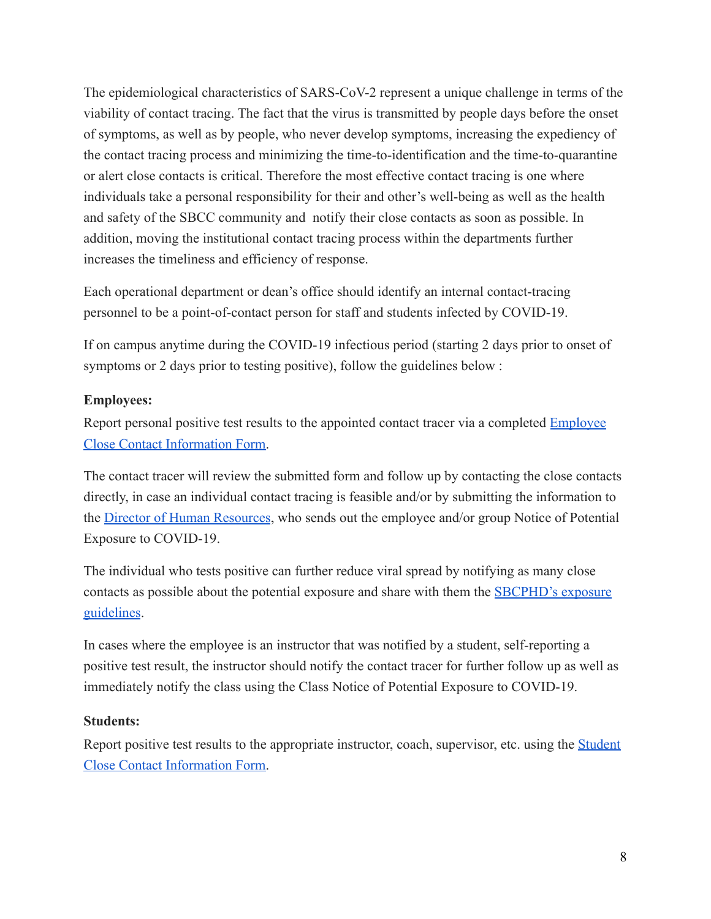The epidemiological characteristics of SARS-CoV-2 represent a unique challenge in terms of the viability of contact tracing. The fact that the virus is transmitted by people days before the onset of symptoms, as well as by people, who never develop symptoms, increasing the expediency of the contact tracing process and minimizing the time-to-identification and the time-to-quarantine or alert close contacts is critical. Therefore the most effective contact tracing is one where individuals take a personal responsibility for their and other's well-being as well as the health and safety of the SBCC community and notify their close contacts as soon as possible. In addition, moving the institutional contact tracing process within the departments further increases the timeliness and efficiency of response.

Each operational department or dean's office should identify an internal contact-tracing personnel to be a point-of-contact person for staff and students infected by COVID-19.

If on campus anytime during the COVID-19 infectious period (starting 2 days prior to onset of symptoms or 2 days prior to testing positive), follow the guidelines below :

**Employees:**

Report personal positive test results to the appointed contact tracer via a completed Employee Close Contact Information Form.

The contact tracer will review the submitted form and follow up by contacting the close contacts directly, in case an individual contact tracing is feasible and/or by submitting the information to the Director of Human Resources, who sends out the employee and/or group Notice of Potential Exposure to COVID-19.

The individual who tests positive can further reduce viral spread by notifying as many close contacts as possible about the potential exposure and share with them the SBCPHD's exposure guidelines.

In cases where the employee is an instructor that was notified by a student, self-reporting a positive test result, the instructor should notify the contact tracer for further follow up as well as immediately notify the class using the Class Notice of Potential Exposure to COVID-19.

**Students:**

Report positive test results to the appropriate instructor, coach, supervisor, etc. using the Student Close Contact Information Form.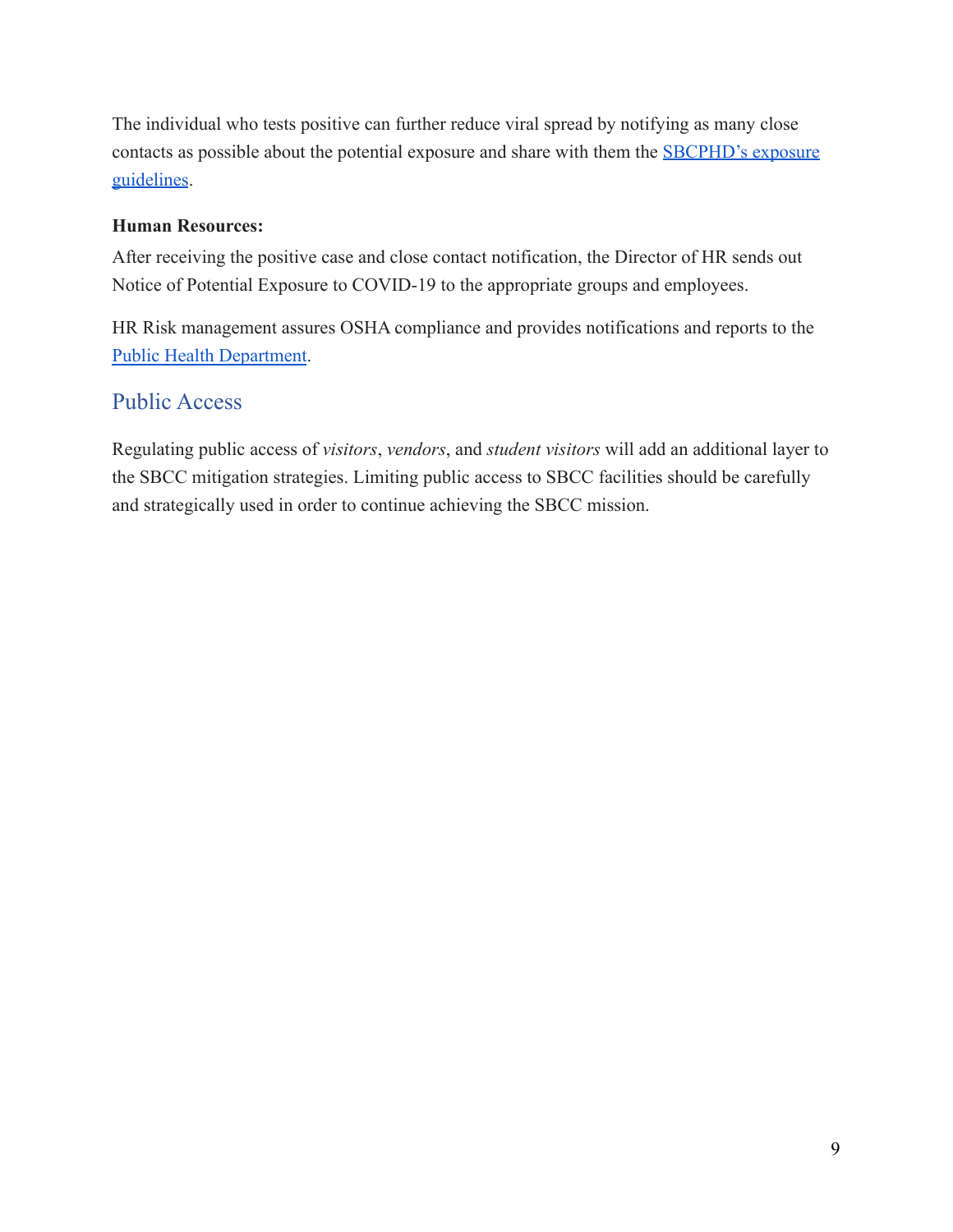The individual who tests positive can further reduce viral spread by notifying as many close contacts as possible about the potential exposure and share with them the SBCPHD's exposure guidelines.

**Human Resources:**

After receiving the positive case and close contact notification, the Director of HR sends out Notice of Potential Exposure to COVID-19 to the appropriate groups and employees.

HR Risk management assures OSHA compliance and provides notifications and reports to the Public Health Department.

## Public Access

Regulating public access of *visitors*, *vendors*, and *student visitors* will add an additional layer to the SBCC mitigation strategies. Limiting public access to SBCC facilities should be carefully and strategically used in order to continue achieving the SBCC mission.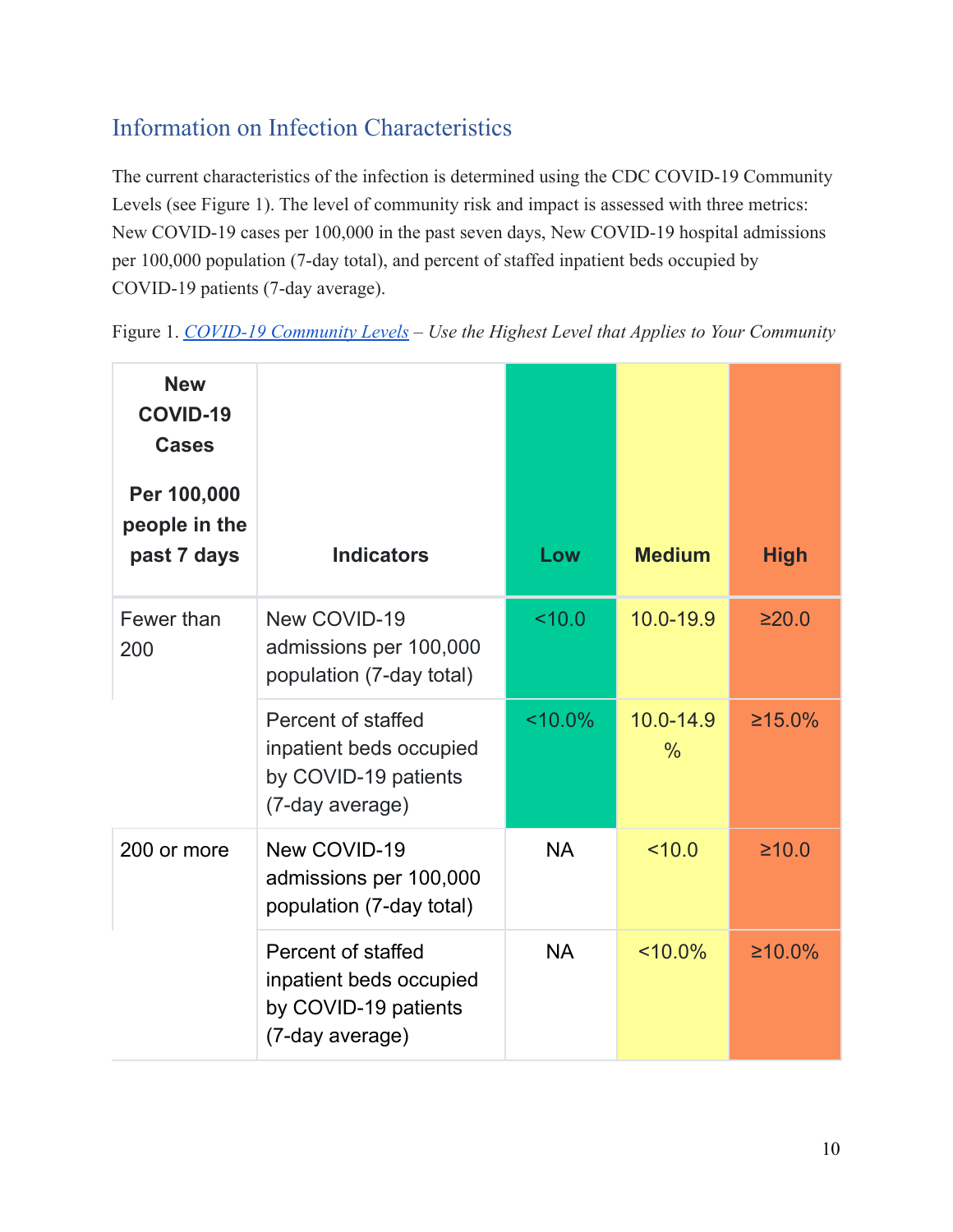## Information on Infection Characteristics

The current characteristics of the infection is determined using the CDC COVID-19 Community Levels (see Figure 1). The level of community risk and impact is assessed with three metrics: New COVID-19 cases per 100,000 in the past seven days, New COVID-19 hospital admissions per 100,000 population (7-day total), and percent of staffed inpatient beds occupied by COVID-19 patients (7-day average).

Figure 1. *COVID-19 Community Levels – Use the Highest Level that Applies to Your Community*

| New COVID-19 Cases Per 100,000 people in the past 7 days | Indicators | Low | Medium | High |
|---|---|---|---|---|
| Fewer than 200 | New COVID-19 admissions per 100,000 population (7-day total) | <10.0 | 10.0-19.9 | ≥20.0 |
| | Percent of staffed inpatient beds occupied by COVID-19 patients (7-day average) | <10.0% | 10.0-14.9 % | ≥15.0% |
| 200 or more | New COVID-19 admissions per 100,000 population (7-day total) | NA | <10.0 | ≥10.0 |
| | Percent of staffed inpatient beds occupied by COVID-19 patients (7-day average) | NA | <10.0% | ≥10.0% |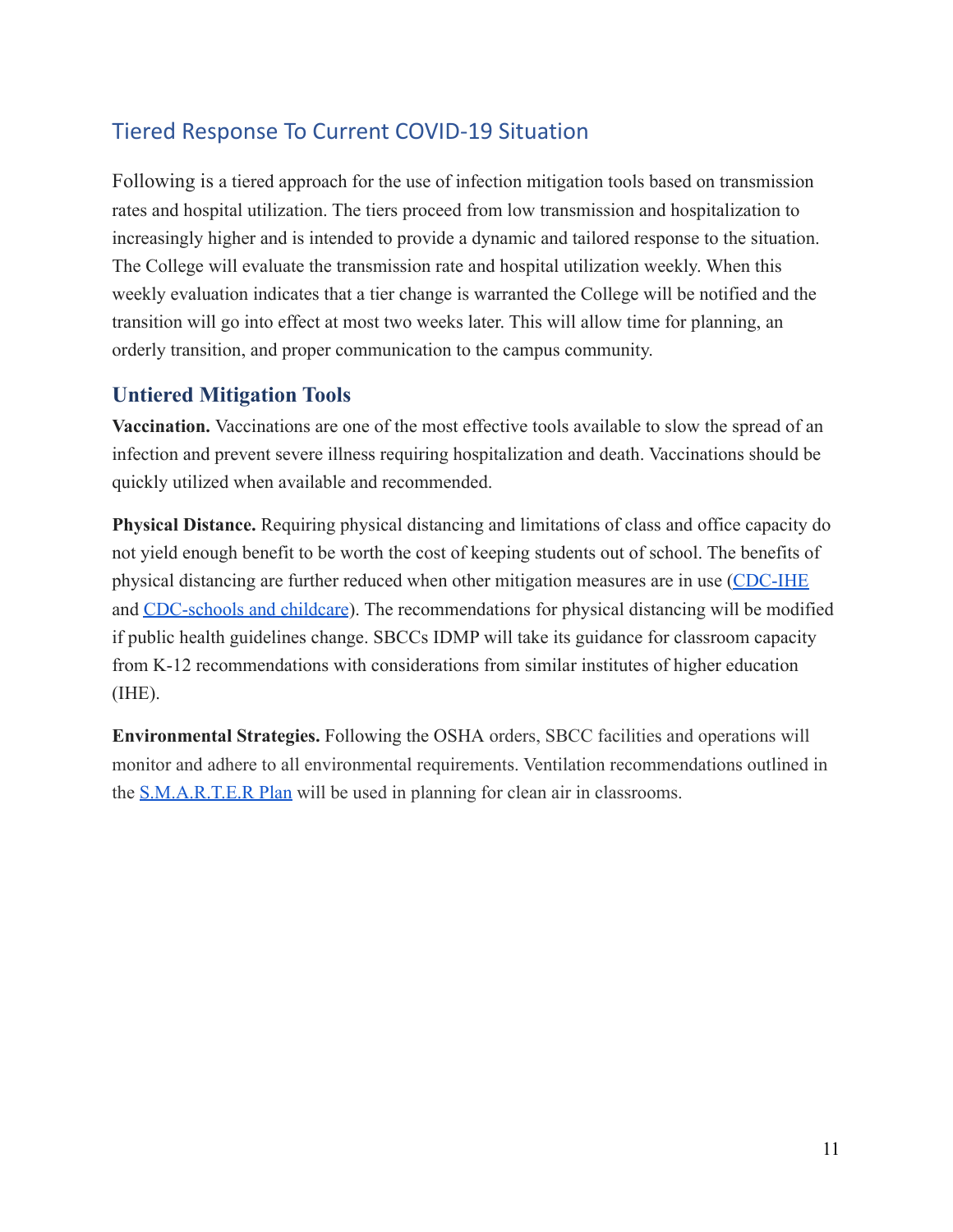## Tiered Response To Current COVID-19 Situation

Following is a tiered approach for the use of infection mitigation tools based on transmission rates and hospital utilization. The tiers proceed from low transmission and hospitalization to increasingly higher and is intended to provide a dynamic and tailored response to the situation. The College will evaluate the transmission rate and hospital utilization weekly. When this weekly evaluation indicates that a tier change is warranted the College will be notified and the transition will go into effect at most two weeks later. This will allow time for planning, an orderly transition, and proper communication to the campus community.

### Untiered Mitigation Tools

**Vaccination.** Vaccinations are one of the most effective tools available to slow the spread of an infection and prevent severe illness requiring hospitalization and death. Vaccinations should be quickly utilized when available and recommended.

**Physical Distance.** Requiring physical distancing and limitations of class and office capacity do not yield enough benefit to be worth the cost of keeping students out of school. The benefits of physical distancing are further reduced when other mitigation measures are in use (CDC-IHE and CDC-schools and childcare). The recommendations for physical distancing will be modified if public health guidelines change. SBCCs IDMP will take its guidance for classroom capacity from K-12 recommendations with considerations from similar institutes of higher education (IHE).

**Environmental Strategies.** Following the OSHA orders, SBCC facilities and operations will monitor and adhere to all environmental requirements. Ventilation recommendations outlined in the S.M.A.R.T.E.R Plan will be used in planning for clean air in classrooms.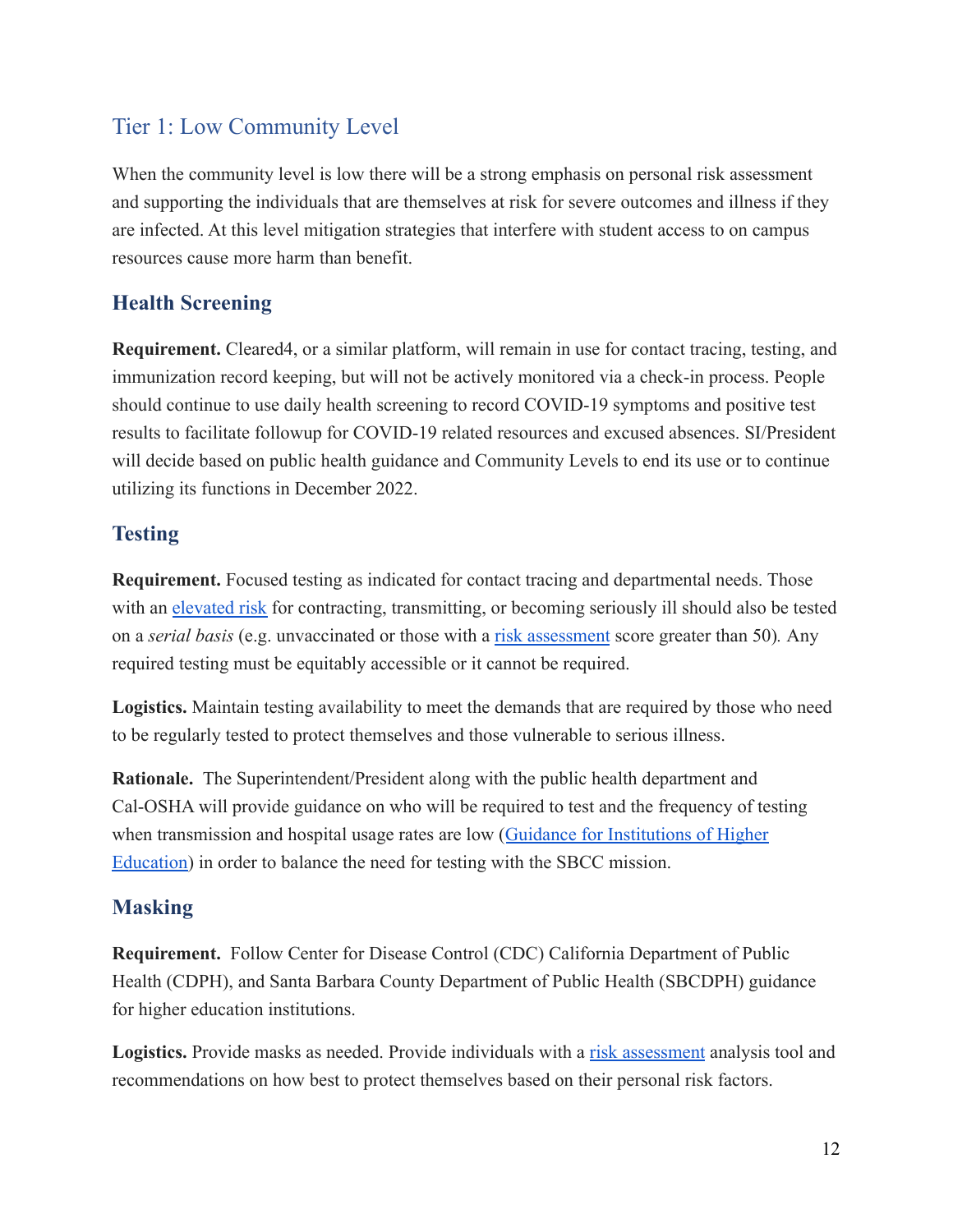## Tier 1: Low Community Level

When the community level is low there will be a strong emphasis on personal risk assessment and supporting the individuals that are themselves at risk for severe outcomes and illness if they are infected. At this level mitigation strategies that interfere with student access to on campus resources cause more harm than benefit.

### Health Screening

**Requirement.** Cleared4, or a similar platform, will remain in use for contact tracing, testing, and immunization record keeping, but will not be actively monitored via a check-in process. People should continue to use daily health screening to record COVID-19 symptoms and positive test results to facilitate followup for COVID-19 related resources and excused absences. SI/President will decide based on public health guidance and Community Levels to end its use or to continue utilizing its functions in December 2022.

### Testing

**Requirement.** Focused testing as indicated for contact tracing and departmental needs. Those with an elevated risk for contracting, transmitting, or becoming seriously ill should also be tested on a *serial basis* (e.g. unvaccinated or those with a risk assessment score greater than 50)*.* Any required testing must be equitably accessible or it cannot be required.

**Logistics.** Maintain testing availability to meet the demands that are required by those who need to be regularly tested to protect themselves and those vulnerable to serious illness.

**Rationale.** The Superintendent/President along with the public health department and Cal-OSHA will provide guidance on who will be required to test and the frequency of testing when transmission and hospital usage rates are low (Guidance for Institutions of Higher Education) in order to balance the need for testing with the SBCC mission.

### Masking

**Requirement.** Follow Center for Disease Control (CDC) California Department of Public Health (CDPH), and Santa Barbara County Department of Public Health (SBCDPH) guidance for higher education institutions.

**Logistics.** Provide masks as needed. Provide individuals with a risk assessment analysis tool and recommendations on how best to protect themselves based on their personal risk factors.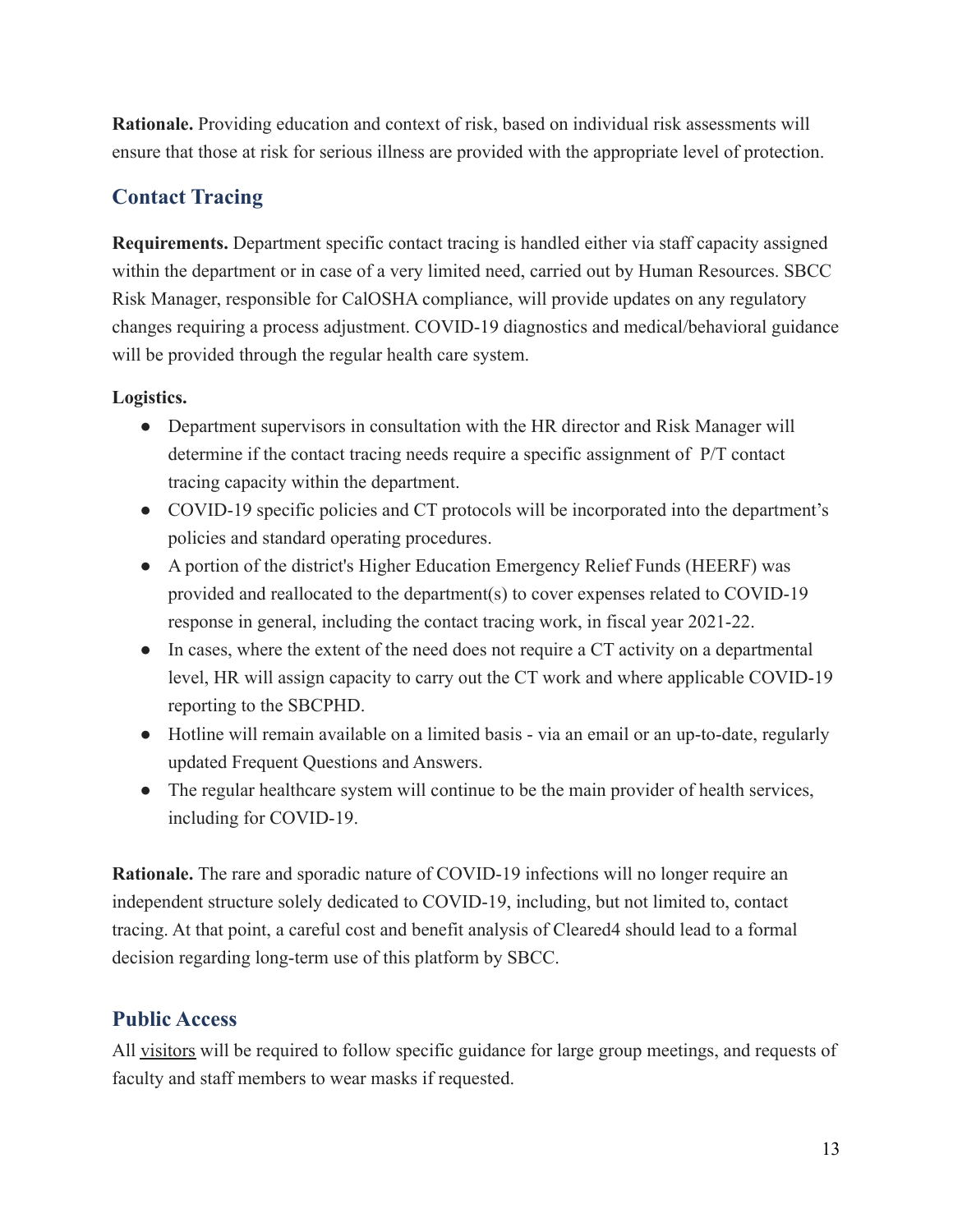**Rationale.** Providing education and context of risk, based on individual risk assessments will ensure that those at risk for serious illness are provided with the appropriate level of protection.

## Contact Tracing

**Requirements.** Department specific contact tracing is handled either via staff capacity assigned within the department or in case of a very limited need, carried out by Human Resources. SBCC Risk Manager, responsible for CalOSHA compliance, will provide updates on any regulatory changes requiring a process adjustment. COVID-19 diagnostics and medical/behavioral guidance will be provided through the regular health care system.

**Logistics.**

- Department supervisors in consultation with the HR director and Risk Manager will determine if the contact tracing needs require a specific assignment of P/T contact tracing capacity within the department.
- COVID-19 specific policies and CT protocols will be incorporated into the department's policies and standard operating procedures.
- A portion of the district's Higher Education Emergency Relief Funds (HEERF) was provided and reallocated to the department(s) to cover expenses related to COVID-19 response in general, including the contact tracing work, in fiscal year 2021-22.
- In cases, where the extent of the need does not require a CT activity on a departmental level, HR will assign capacity to carry out the CT work and where applicable COVID-19 reporting to the SBCPHD.
- Hotline will remain available on a limited basis - via an email or an up-to-date, regularly updated Frequent Questions and Answers.
- The regular healthcare system will continue to be the main provider of health services, including for COVID-19.

**Rationale.** The rare and sporadic nature of COVID-19 infections will no longer require an independent structure solely dedicated to COVID-19, including, but not limited to, contact tracing. At that point, a careful cost and benefit analysis of Cleared4 should lead to a formal decision regarding long-term use of this platform by SBCC.

## Public Access

All visitors will be required to follow specific guidance for large group meetings, and requests of faculty and staff members to wear masks if requested.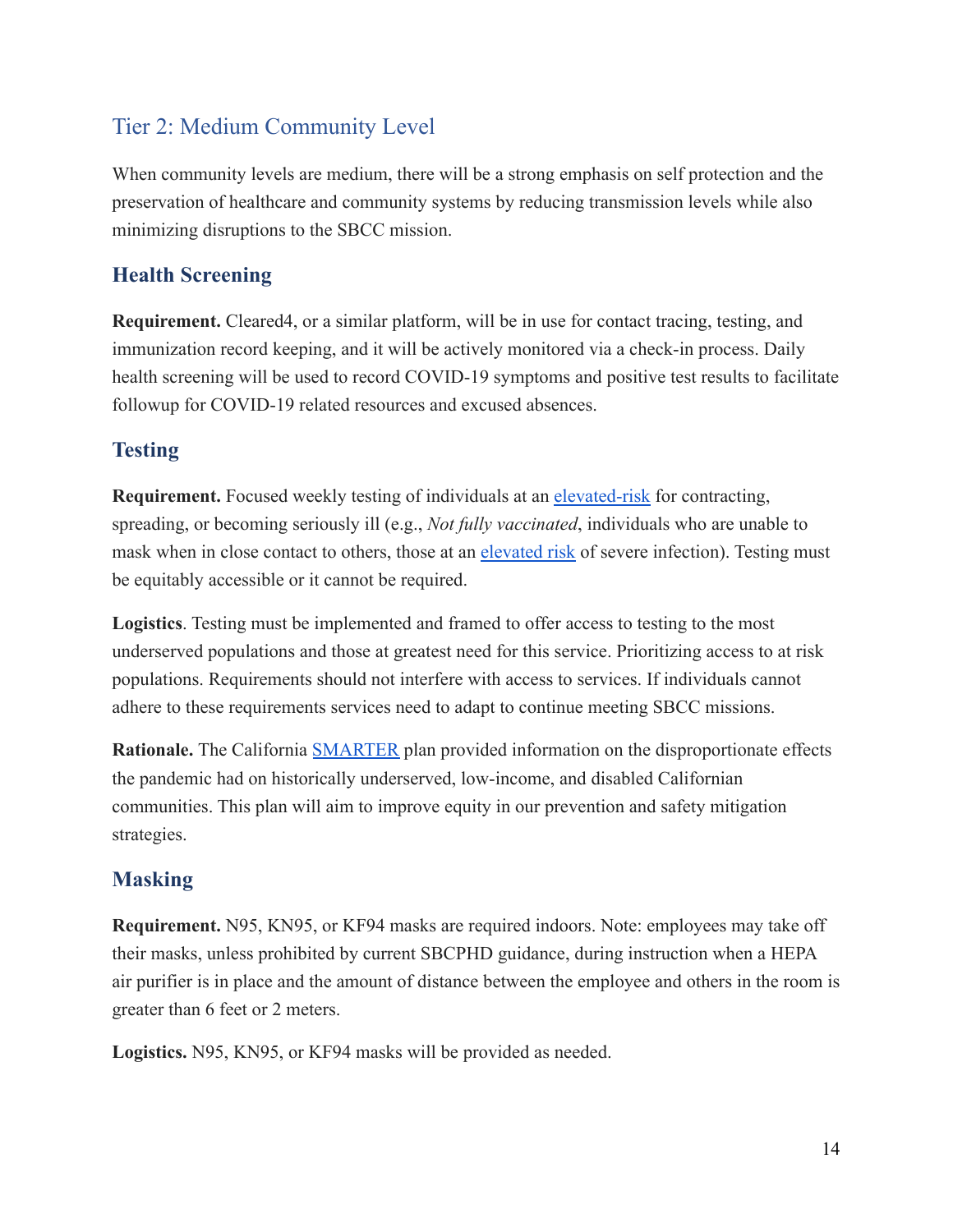## Tier 2: Medium Community Level

When community levels are medium, there will be a strong emphasis on self protection and the preservation of healthcare and community systems by reducing transmission levels while also minimizing disruptions to the SBCC mission.

### Health Screening

**Requirement.** Cleared4, or a similar platform, will be in use for contact tracing, testing, and immunization record keeping, and it will be actively monitored via a check-in process. Daily health screening will be used to record COVID-19 symptoms and positive test results to facilitate followup for COVID-19 related resources and excused absences.

### Testing

**Requirement.** Focused weekly testing of individuals at an elevated-risk for contracting, spreading, or becoming seriously ill (e.g., *Not fully vaccinated*, individuals who are unable to mask when in close contact to others, those at an elevated risk of severe infection). Testing must be equitably accessible or it cannot be required.

**Logistics**. Testing must be implemented and framed to offer access to testing to the most underserved populations and those at greatest need for this service. Prioritizing access to at risk populations. Requirements should not interfere with access to services. If individuals cannot adhere to these requirements services need to adapt to continue meeting SBCC missions.

**Rationale.** The California SMARTER plan provided information on the disproportionate effects the pandemic had on historically underserved, low-income, and disabled Californian communities. This plan will aim to improve equity in our prevention and safety mitigation strategies.

### Masking

**Requirement.** N95, KN95, or KF94 masks are required indoors. Note: employees may take off their masks, unless prohibited by current SBCPHD guidance, during instruction when a HEPA air purifier is in place and the amount of distance between the employee and others in the room is greater than 6 feet or 2 meters.

**Logistics.** N95, KN95, or KF94 masks will be provided as needed.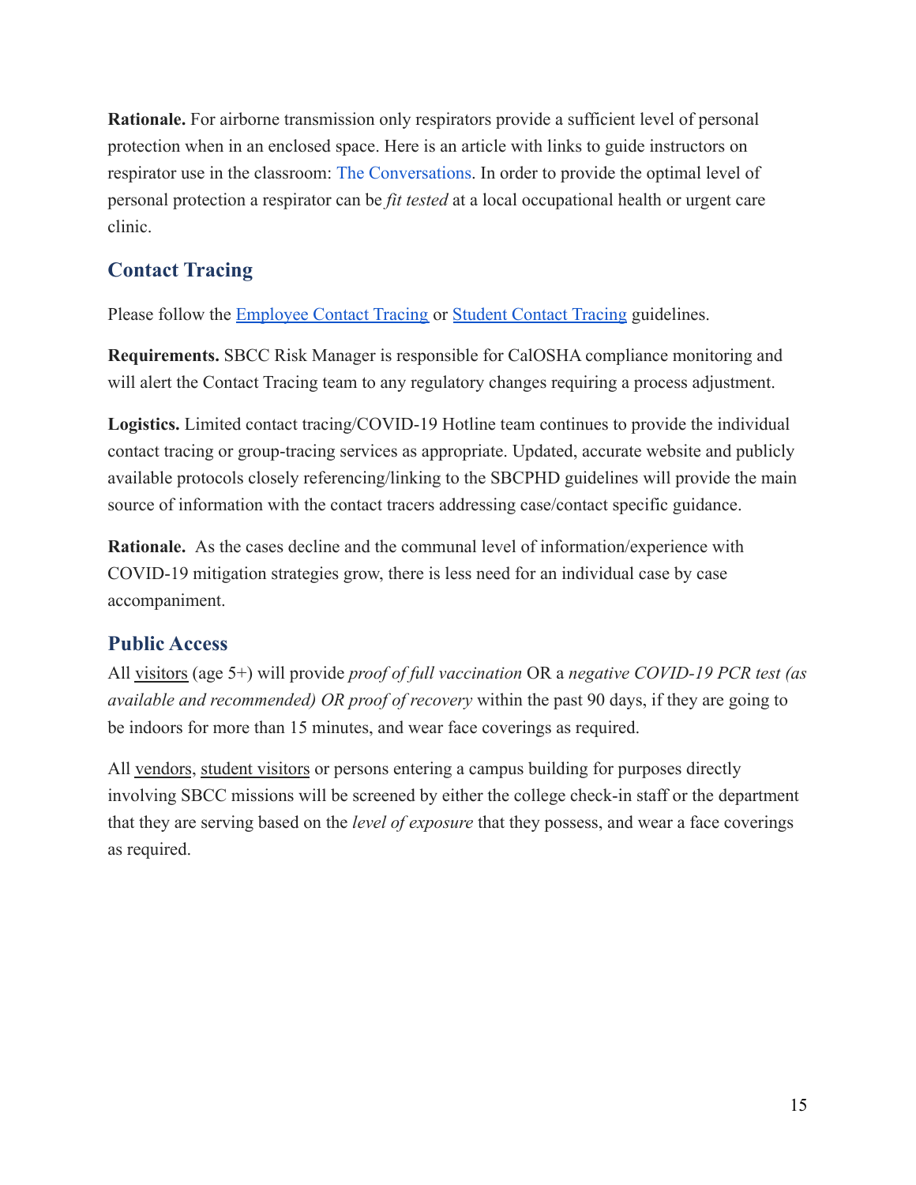**Rationale.** For airborne transmission only respirators provide a sufficient level of personal protection when in an enclosed space. Here is an article with links to guide instructors on respirator use in the classroom: The Conversations. In order to provide the optimal level of personal protection a respirator can be *fit tested* at a local occupational health or urgent care clinic.

## Contact Tracing

Please follow the Employee Contact Tracing or Student Contact Tracing guidelines.

**Requirements.** SBCC Risk Manager is responsible for CalOSHA compliance monitoring and will alert the Contact Tracing team to any regulatory changes requiring a process adjustment.

**Logistics.** Limited contact tracing/COVID-19 Hotline team continues to provide the individual contact tracing or group-tracing services as appropriate. Updated, accurate website and publicly available protocols closely referencing/linking to the SBCPHD guidelines will provide the main source of information with the contact tracers addressing case/contact specific guidance.

**Rationale.** As the cases decline and the communal level of information/experience with COVID-19 mitigation strategies grow, there is less need for an individual case by case accompaniment.

## Public Access

All visitors (age 5+) will provide *proof of full vaccination* OR a *negative COVID-19 PCR test (as available and recommended) OR proof of recovery* within the past 90 days, if they are going to be indoors for more than 15 minutes, and wear face coverings as required.

All vendors, student visitors or persons entering a campus building for purposes directly involving SBCC missions will be screened by either the college check-in staff or the department that they are serving based on the *level of exposure* that they possess, and wear a face coverings as required.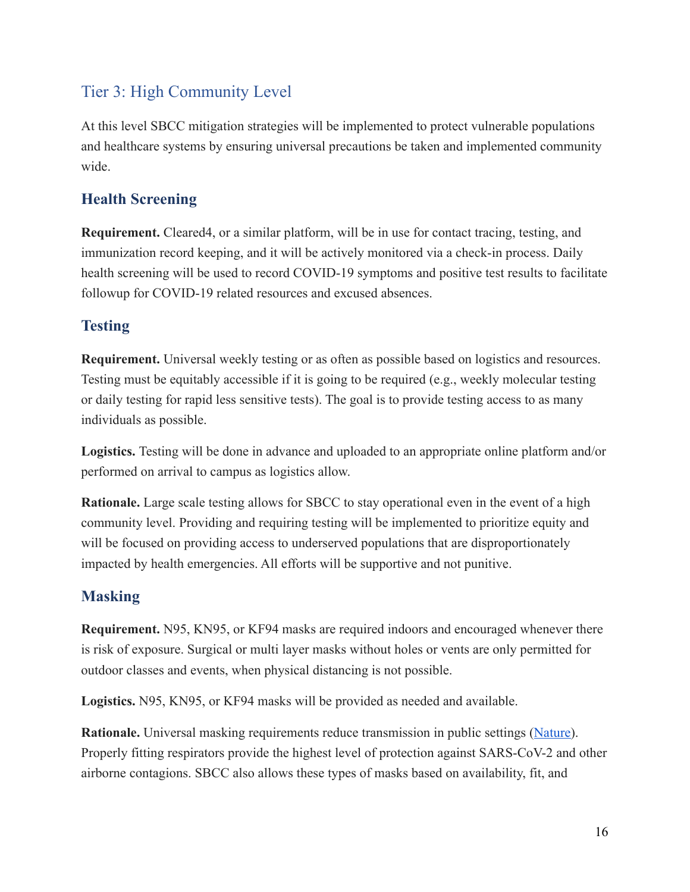## Tier 3: High Community Level

At this level SBCC mitigation strategies will be implemented to protect vulnerable populations and healthcare systems by ensuring universal precautions be taken and implemented community wide.

### Health Screening

**Requirement.** Cleared4, or a similar platform, will be in use for contact tracing, testing, and immunization record keeping, and it will be actively monitored via a check-in process. Daily health screening will be used to record COVID-19 symptoms and positive test results to facilitate followup for COVID-19 related resources and excused absences.

### Testing

**Requirement.** Universal weekly testing or as often as possible based on logistics and resources. Testing must be equitably accessible if it is going to be required (e.g., weekly molecular testing or daily testing for rapid less sensitive tests). The goal is to provide testing access to as many individuals as possible.

**Logistics.** Testing will be done in advance and uploaded to an appropriate online platform and/or performed on arrival to campus as logistics allow.

**Rationale.** Large scale testing allows for SBCC to stay operational even in the event of a high community level. Providing and requiring testing will be implemented to prioritize equity and will be focused on providing access to underserved populations that are disproportionately impacted by health emergencies. All efforts will be supportive and not punitive.

### Masking

**Requirement.** N95, KN95, or KF94 masks are required indoors and encouraged whenever there is risk of exposure. Surgical or multi layer masks without holes or vents are only permitted for outdoor classes and events, when physical distancing is not possible.

**Logistics.** N95, KN95, or KF94 masks will be provided as needed and available.

**Rationale.** Universal masking requirements reduce transmission in public settings (Nature). Properly fitting respirators provide the highest level of protection against SARS-CoV-2 and other airborne contagions. SBCC also allows these types of masks based on availability, fit, and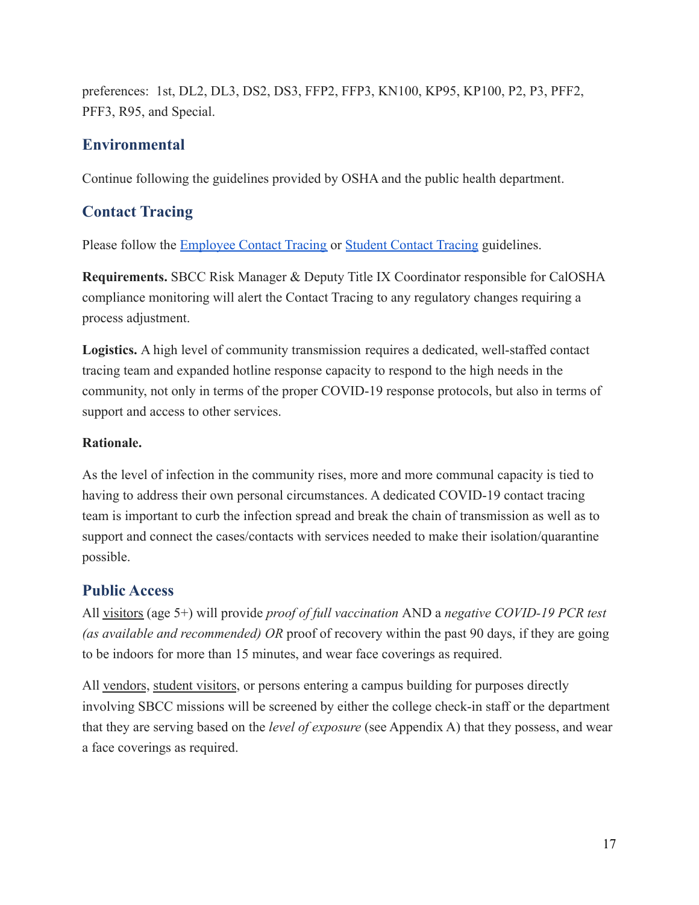preferences:  1st, DL2, DL3, DS2, DS3, FFP2, FFP3, KN100, KP95, KP100, P2, P3, PFF2, PFF3, R95, and Special.

## Environmental

Continue following the guidelines provided by OSHA and the public health department.

## Contact Tracing

Please follow the [Employee Contact Tracing]() or [Student Contact Tracing]() guidelines.

**Requirements.** SBCC Risk Manager & Deputy Title IX Coordinator responsible for CalOSHA compliance monitoring will alert the Contact Tracing to any regulatory changes requiring a process adjustment.

**Logistics.** A high level of community transmission requires a dedicated, well-staffed contact tracing team and expanded hotline response capacity to respond to the high needs in the community, not only in terms of the proper COVID-19 response protocols, but also in terms of support and access to other services.

**Rationale.**

As the level of infection in the community rises, more and more communal capacity is tied to having to address their own personal circumstances. A dedicated COVID-19 contact tracing team is important to curb the infection spread and break the chain of transmission as well as to support and connect the cases/contacts with services needed to make their isolation/quarantine possible.

## Public Access

All visitors (age 5+) will provide *proof of full vaccination* AND a *negative COVID-19 PCR test (as available and recommended) OR* proof of recovery within the past 90 days, if they are going to be indoors for more than 15 minutes, and wear face coverings as required.

All vendors, student visitors, or persons entering a campus building for purposes directly involving SBCC missions will be screened by either the college check-in staff or the department that they are serving based on the *level of exposure* (see Appendix A) that they possess, and wear a face coverings as required.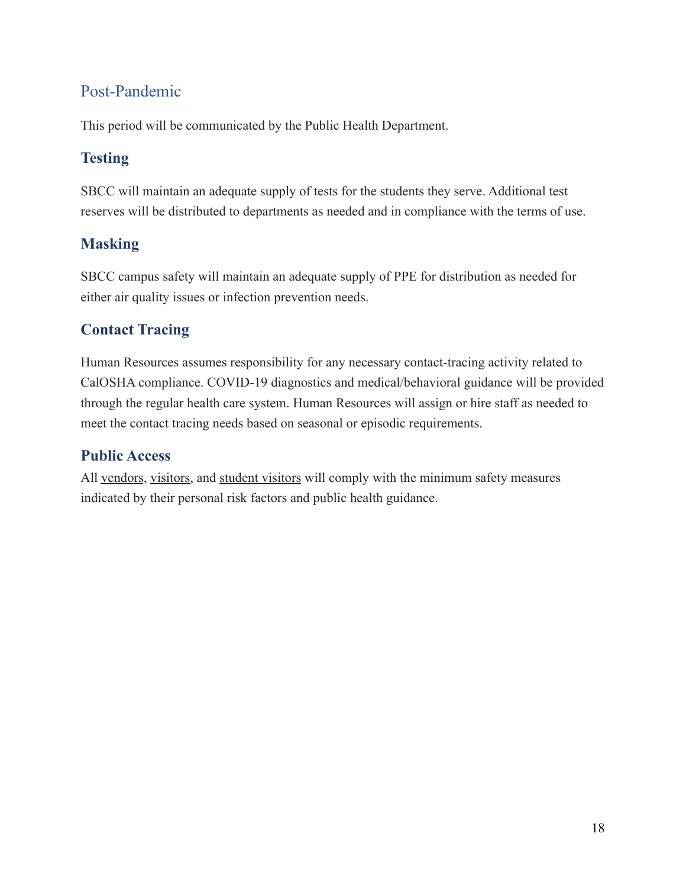## Post-Pandemic

This period will be communicated by the Public Health Department.

### Testing

SBCC will maintain an adequate supply of tests for the students they serve. Additional test reserves will be distributed to departments as needed and in compliance with the terms of use.

### Masking

SBCC campus safety will maintain an adequate supply of PPE for distribution as needed for either air quality issues or infection prevention needs.

### Contact Tracing

Human Resources assumes responsibility for any necessary contact-tracing activity related to CalOSHA compliance. COVID-19 diagnostics and medical/behavioral guidance will be provided through the regular health care system. Human Resources will assign or hire staff as needed to meet the contact tracing needs based on seasonal or episodic requirements.

### Public Access

All vendors, visitors, and student visitors will comply with the minimum safety measures indicated by their personal risk factors and public health guidance.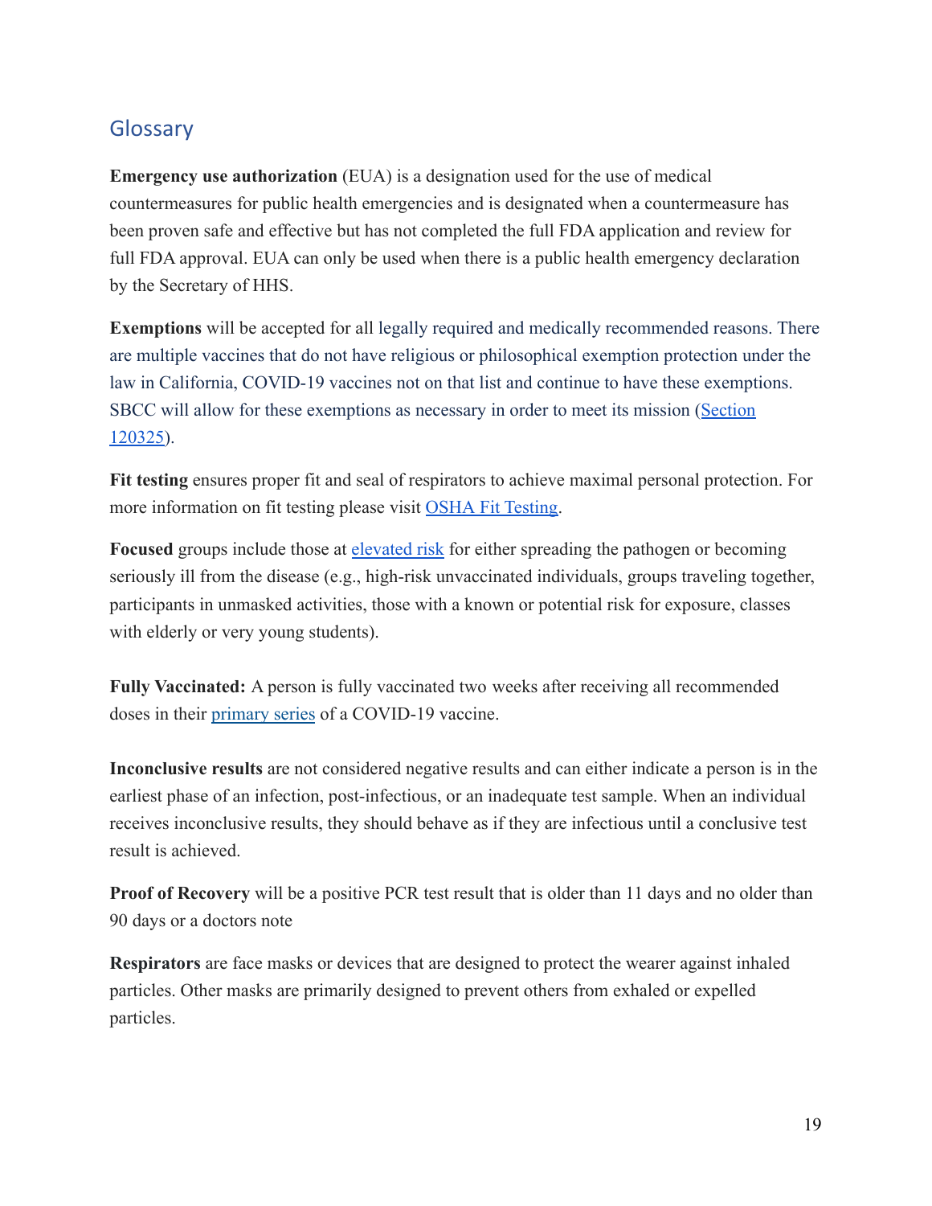## Glossary

**Emergency use authorization** (EUA) is a designation used for the use of medical countermeasures for public health emergencies and is designated when a countermeasure has been proven safe and effective but has not completed the full FDA application and review for full FDA approval. EUA can only be used when there is a public health emergency declaration by the Secretary of HHS.

**Exemptions** will be accepted for all legally required and medically recommended reasons. There are multiple vaccines that do not have religious or philosophical exemption protection under the law in California, COVID-19 vaccines not on that list and continue to have these exemptions. SBCC will allow for these exemptions as necessary in order to meet its mission (Section 120325).

**Fit testing** ensures proper fit and seal of respirators to achieve maximal personal protection. For more information on fit testing please visit OSHA Fit Testing.

**Focused** groups include those at elevated risk for either spreading the pathogen or becoming seriously ill from the disease (e.g., high-risk unvaccinated individuals, groups traveling together, participants in unmasked activities, those with a known or potential risk for exposure, classes with elderly or very young students).

**Fully Vaccinated:** A person is fully vaccinated two weeks after receiving all recommended doses in their primary series of a COVID-19 vaccine.

**Inconclusive results** are not considered negative results and can either indicate a person is in the earliest phase of an infection, post-infectious, or an inadequate test sample. When an individual receives inconclusive results, they should behave as if they are infectious until a conclusive test result is achieved.

**Proof of Recovery** will be a positive PCR test result that is older than 11 days and no older than 90 days or a doctors note

**Respirators** are face masks or devices that are designed to protect the wearer against inhaled particles. Other masks are primarily designed to prevent others from exhaled or expelled particles.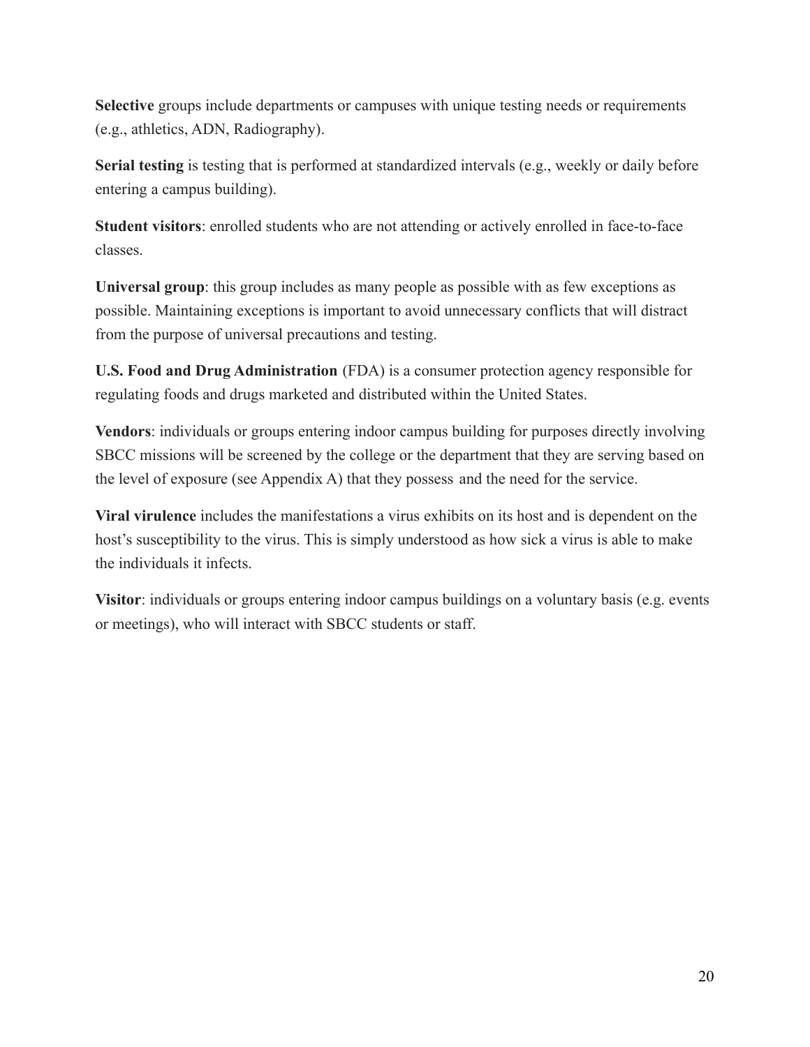**Selective** groups include departments or campuses with unique testing needs or requirements (e.g., athletics, ADN, Radiography).

**Serial testing** is testing that is performed at standardized intervals (e.g., weekly or daily before entering a campus building).

**Student visitors**: enrolled students who are not attending or actively enrolled in face-to-face classes.

**Universal group**: this group includes as many people as possible with as few exceptions as possible. Maintaining exceptions is important to avoid unnecessary conflicts that will distract from the purpose of universal precautions and testing.

**U.S. Food and Drug Administration** (FDA) is a consumer protection agency responsible for regulating foods and drugs marketed and distributed within the United States.

**Vendors**: individuals or groups entering indoor campus building for purposes directly involving SBCC missions will be screened by the college or the department that they are serving based on the level of exposure (see Appendix A) that they possess and the need for the service.

**Viral virulence** includes the manifestations a virus exhibits on its host and is dependent on the host's susceptibility to the virus. This is simply understood as how sick a virus is able to make the individuals it infects.

**Visitor**: individuals or groups entering indoor campus buildings on a voluntary basis (e.g. events or meetings), who will interact with SBCC students or staff.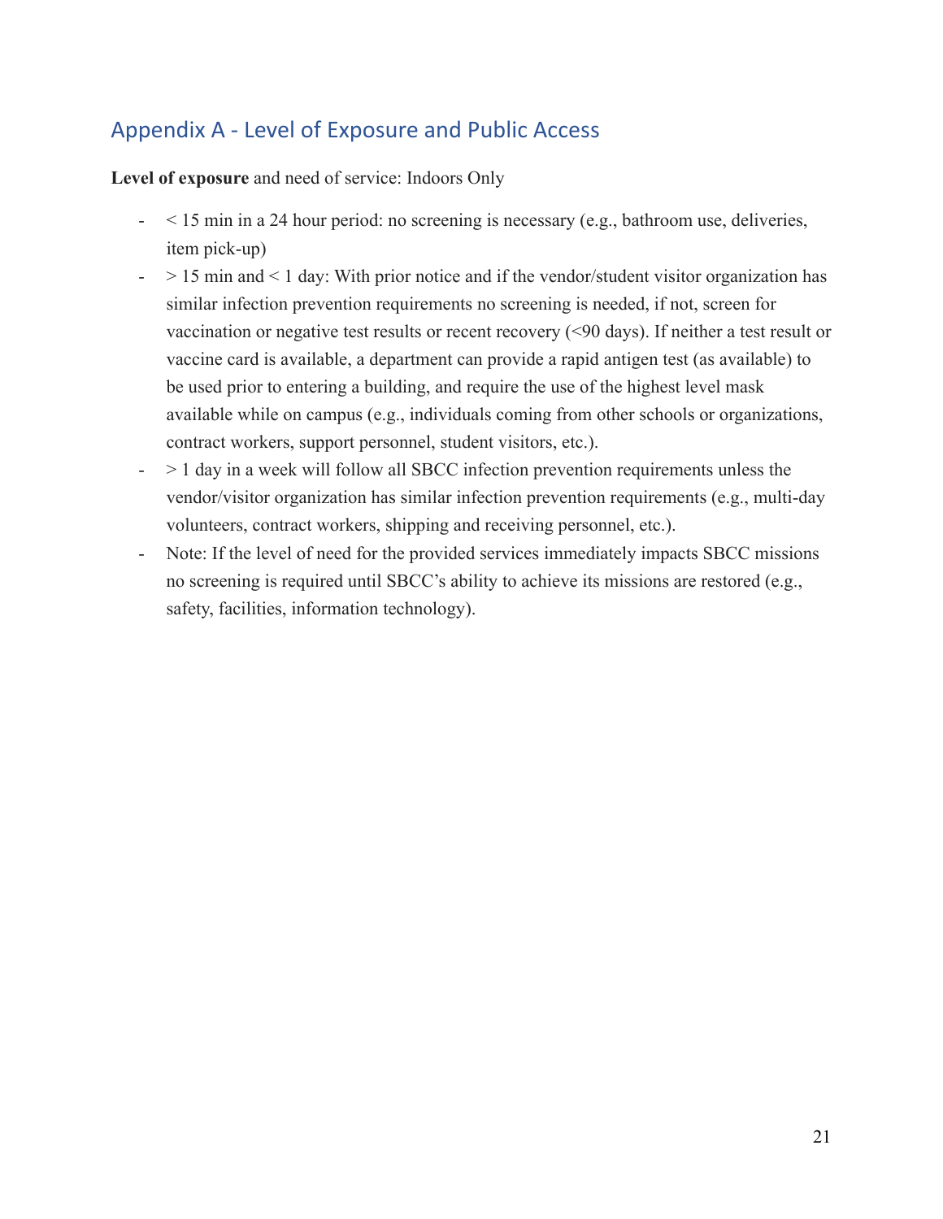## Appendix A - Level of Exposure and Public Access

**Level of exposure** and need of service: Indoors Only

- < 15 min in a 24 hour period: no screening is necessary (e.g., bathroom use, deliveries, item pick-up)
- > 15 min and < 1 day: With prior notice and if the vendor/student visitor organization has similar infection prevention requirements no screening is needed, if not, screen for vaccination or negative test results or recent recovery (<90 days). If neither a test result or vaccine card is available, a department can provide a rapid antigen test (as available) to be used prior to entering a building, and require the use of the highest level mask available while on campus (e.g., individuals coming from other schools or organizations, contract workers, support personnel, student visitors, etc.).
- > 1 day in a week will follow all SBCC infection prevention requirements unless the vendor/visitor organization has similar infection prevention requirements (e.g., multi-day volunteers, contract workers, shipping and receiving personnel, etc.).
- Note: If the level of need for the provided services immediately impacts SBCC missions no screening is required until SBCC's ability to achieve its missions are restored (e.g., safety, facilities, information technology).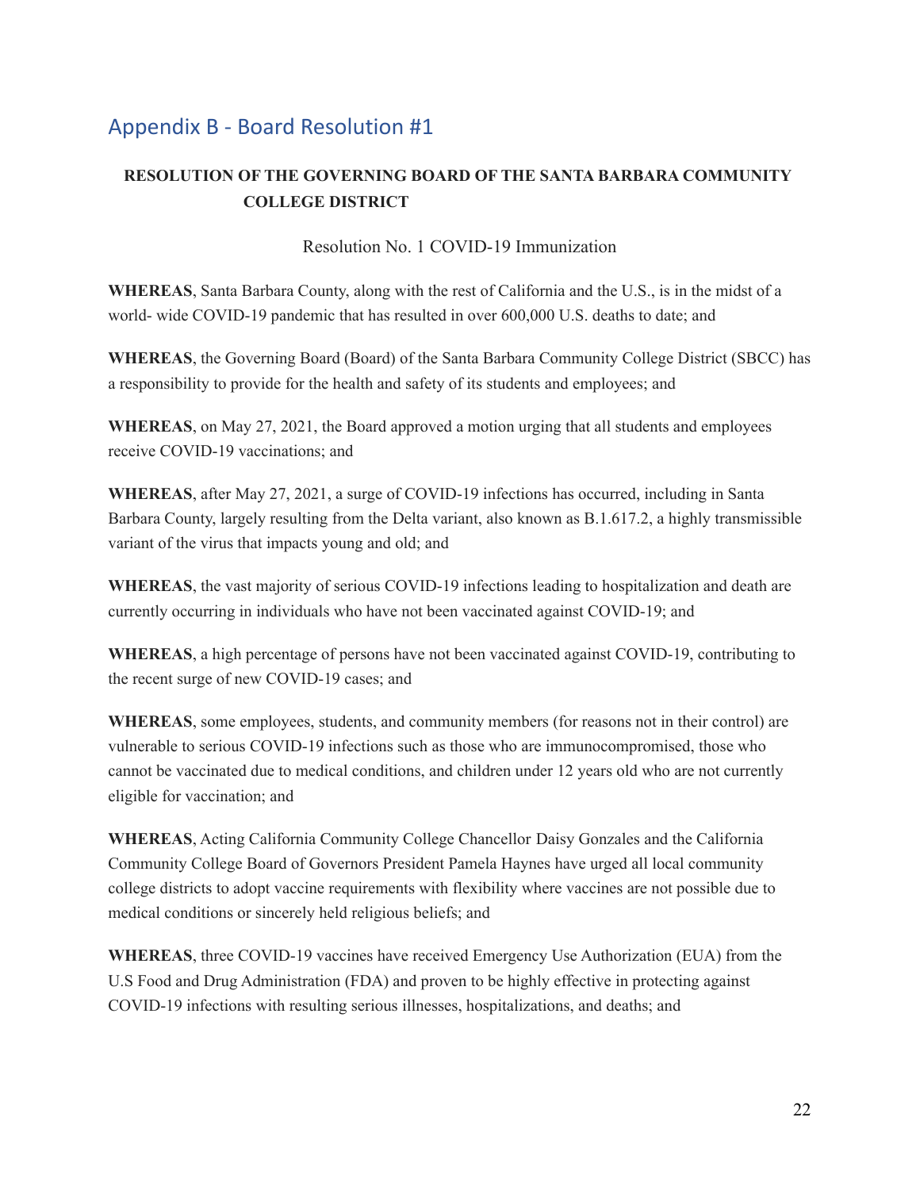## Appendix B - Board Resolution #1

**RESOLUTION OF THE GOVERNING BOARD OF THE SANTA BARBARA COMMUNITY COLLEGE DISTRICT**

Resolution No. 1 COVID-19 Immunization

**WHEREAS**, Santa Barbara County, along with the rest of California and the U.S., is in the midst of a world- wide COVID-19 pandemic that has resulted in over 600,000 U.S. deaths to date; and

**WHEREAS**, the Governing Board (Board) of the Santa Barbara Community College District (SBCC) has a responsibility to provide for the health and safety of its students and employees; and

**WHEREAS**, on May 27, 2021, the Board approved a motion urging that all students and employees receive COVID-19 vaccinations; and

**WHEREAS**, after May 27, 2021, a surge of COVID-19 infections has occurred, including in Santa Barbara County, largely resulting from the Delta variant, also known as B.1.617.2, a highly transmissible variant of the virus that impacts young and old; and

**WHEREAS**, the vast majority of serious COVID-19 infections leading to hospitalization and death are currently occurring in individuals who have not been vaccinated against COVID-19; and

**WHEREAS**, a high percentage of persons have not been vaccinated against COVID-19, contributing to the recent surge of new COVID-19 cases; and

**WHEREAS**, some employees, students, and community members (for reasons not in their control) are vulnerable to serious COVID-19 infections such as those who are immunocompromised, those who cannot be vaccinated due to medical conditions, and children under 12 years old who are not currently eligible for vaccination; and

**WHEREAS**, Acting California Community College Chancellor Daisy Gonzales and the California Community College Board of Governors President Pamela Haynes have urged all local community college districts to adopt vaccine requirements with flexibility where vaccines are not possible due to medical conditions or sincerely held religious beliefs; and

**WHEREAS**, three COVID-19 vaccines have received Emergency Use Authorization (EUA) from the U.S Food and Drug Administration (FDA) and proven to be highly effective in protecting against COVID-19 infections with resulting serious illnesses, hospitalizations, and deaths; and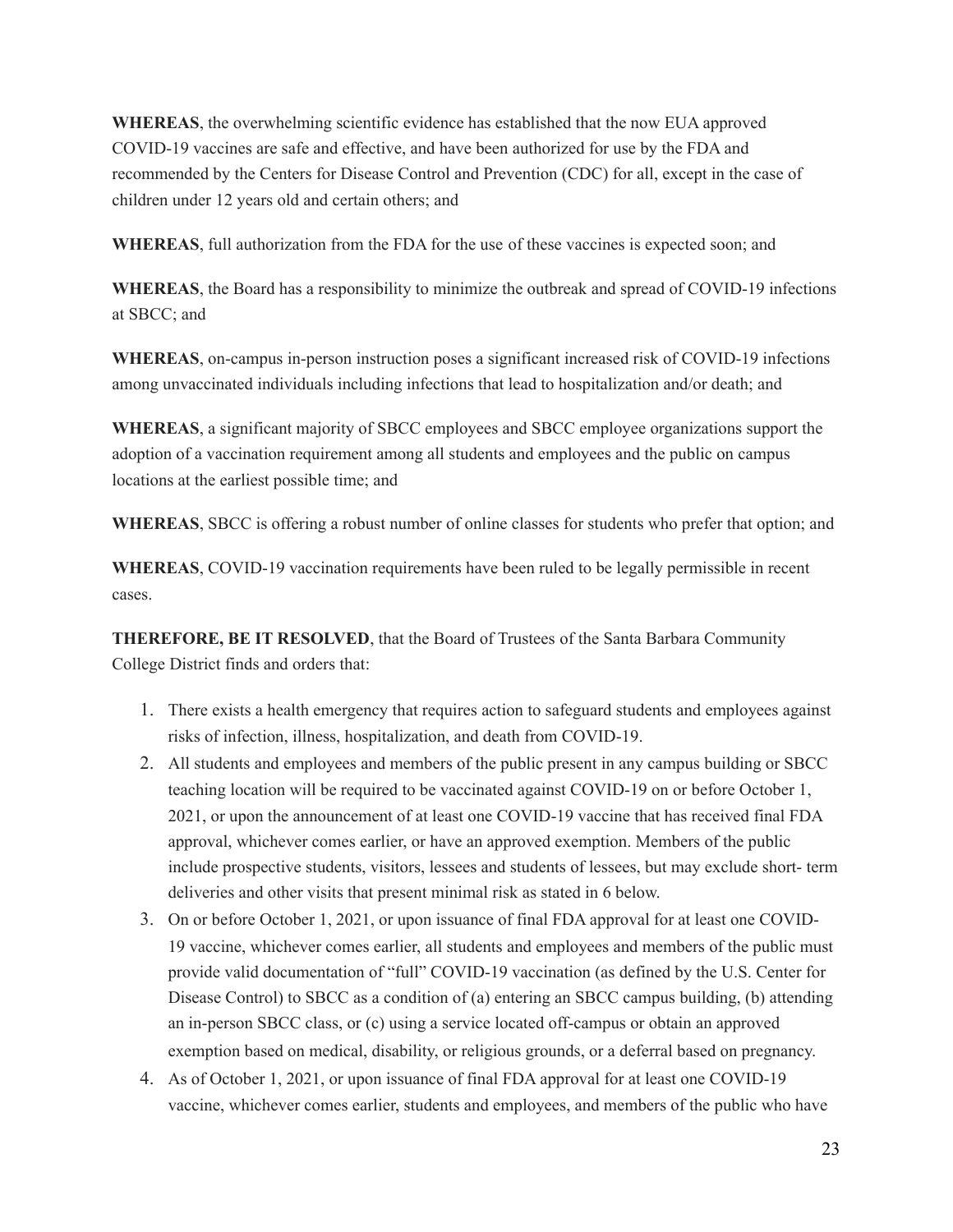**WHEREAS**, the overwhelming scientific evidence has established that the now EUA approved COVID-19 vaccines are safe and effective, and have been authorized for use by the FDA and recommended by the Centers for Disease Control and Prevention (CDC) for all, except in the case of children under 12 years old and certain others; and

**WHEREAS**, full authorization from the FDA for the use of these vaccines is expected soon; and

**WHEREAS**, the Board has a responsibility to minimize the outbreak and spread of COVID-19 infections at SBCC; and

**WHEREAS**, on-campus in-person instruction poses a significant increased risk of COVID-19 infections among unvaccinated individuals including infections that lead to hospitalization and/or death; and

**WHEREAS**, a significant majority of SBCC employees and SBCC employee organizations support the adoption of a vaccination requirement among all students and employees and the public on campus locations at the earliest possible time; and

**WHEREAS**, SBCC is offering a robust number of online classes for students who prefer that option; and

**WHEREAS**, COVID-19 vaccination requirements have been ruled to be legally permissible in recent cases.

**THEREFORE, BE IT RESOLVED**, that the Board of Trustees of the Santa Barbara Community College District finds and orders that:

1. There exists a health emergency that requires action to safeguard students and employees against risks of infection, illness, hospitalization, and death from COVID-19.
2. All students and employees and members of the public present in any campus building or SBCC teaching location will be required to be vaccinated against COVID-19 on or before October 1, 2021, or upon the announcement of at least one COVID-19 vaccine that has received final FDA approval, whichever comes earlier, or have an approved exemption. Members of the public include prospective students, visitors, lessees and students of lessees, but may exclude short- term deliveries and other visits that present minimal risk as stated in 6 below.
3. On or before October 1, 2021, or upon issuance of final FDA approval for at least one COVID-19 vaccine, whichever comes earlier, all students and employees and members of the public must provide valid documentation of "full" COVID-19 vaccination (as defined by the U.S. Center for Disease Control) to SBCC as a condition of (a) entering an SBCC campus building, (b) attending an in-person SBCC class, or (c) using a service located off-campus or obtain an approved exemption based on medical, disability, or religious grounds, or a deferral based on pregnancy.
4. As of October 1, 2021, or upon issuance of final FDA approval for at least one COVID-19 vaccine, whichever comes earlier, students and employees, and members of the public who have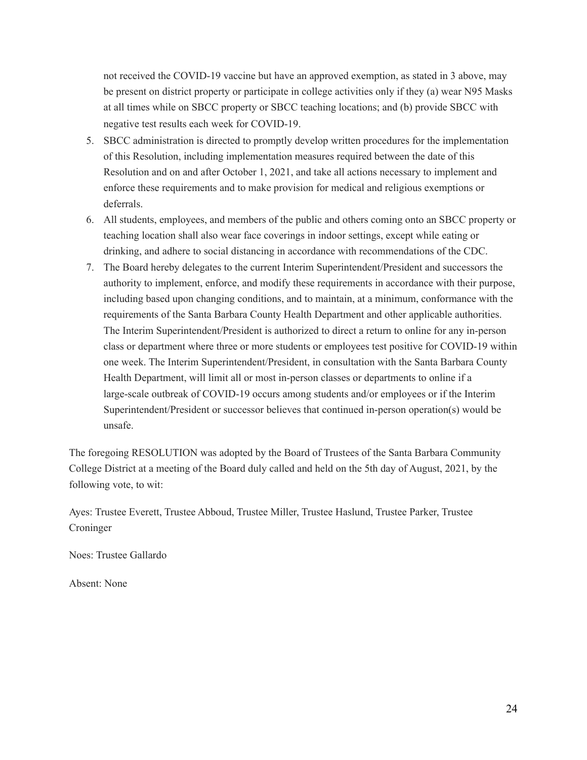not received the COVID-19 vaccine but have an approved exemption, as stated in 3 above, may be present on district property or participate in college activities only if they (a) wear N95 Masks at all times while on SBCC property or SBCC teaching locations; and (b) provide SBCC with negative test results each week for COVID-19.

5. SBCC administration is directed to promptly develop written procedures for the implementation of this Resolution, including implementation measures required between the date of this Resolution and on and after October 1, 2021, and take all actions necessary to implement and enforce these requirements and to make provision for medical and religious exemptions or deferrals.
6. All students, employees, and members of the public and others coming onto an SBCC property or teaching location shall also wear face coverings in indoor settings, except while eating or drinking, and adhere to social distancing in accordance with recommendations of the CDC.
7. The Board hereby delegates to the current Interim Superintendent/President and successors the authority to implement, enforce, and modify these requirements in accordance with their purpose, including based upon changing conditions, and to maintain, at a minimum, conformance with the requirements of the Santa Barbara County Health Department and other applicable authorities. The Interim Superintendent/President is authorized to direct a return to online for any in-person class or department where three or more students or employees test positive for COVID-19 within one week. The Interim Superintendent/President, in consultation with the Santa Barbara County Health Department, will limit all or most in-person classes or departments to online if a large-scale outbreak of COVID-19 occurs among students and/or employees or if the Interim Superintendent/President or successor believes that continued in-person operation(s) would be unsafe.

The foregoing RESOLUTION was adopted by the Board of Trustees of the Santa Barbara Community College District at a meeting of the Board duly called and held on the 5th day of August, 2021, by the following vote, to wit:

Ayes: Trustee Everett, Trustee Abboud, Trustee Miller, Trustee Haslund, Trustee Parker, Trustee Croninger

Noes: Trustee Gallardo

Absent: None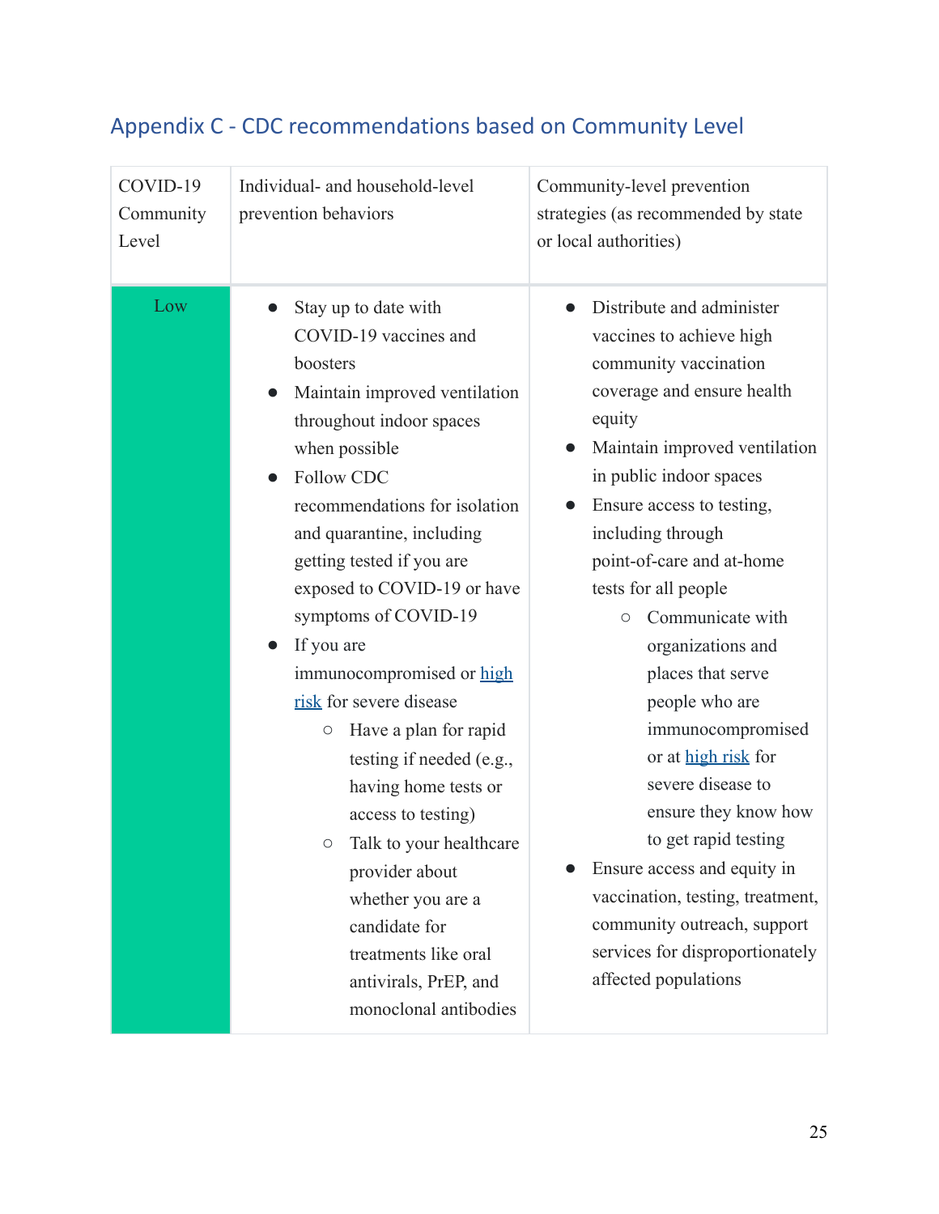## Appendix C - CDC recommendations based on Community Level

| COVID-19 Community Level | Individual- and household-level prevention behaviors | Community-level prevention strategies (as recommended by state or local authorities) |
|---|---|---|
| Low | <ul><li>Stay up to date with COVID-19 vaccines and boosters</li><li>Maintain improved ventilation throughout indoor spaces when possible</li><li>Follow CDC recommendations for isolation and quarantine, including getting tested if you are exposed to COVID-19 or have symptoms of COVID-19</li><li>If you are immunocompromised or [high risk](#) for severe disease<ul><li>Have a plan for rapid testing if needed (e.g., having home tests or access to testing)</li><li>Talk to your healthcare provider about whether you are a candidate for treatments like oral antivirals, PrEP, and monoclonal antibodies</li></ul></li></ul> | <ul><li>Distribute and administer vaccines to achieve high community vaccination coverage and ensure health equity</li><li>Maintain improved ventilation in public indoor spaces</li><li>Ensure access to testing, including through point-of-care and at-home tests for all people<ul><li>Communicate with organizations and places that serve people who are immunocompromised or at [high risk](#) for severe disease to ensure they know how to get rapid testing</li></ul></li><li>Ensure access and equity in vaccination, testing, treatment, community outreach, support services for disproportionately affected populations</li></ul> |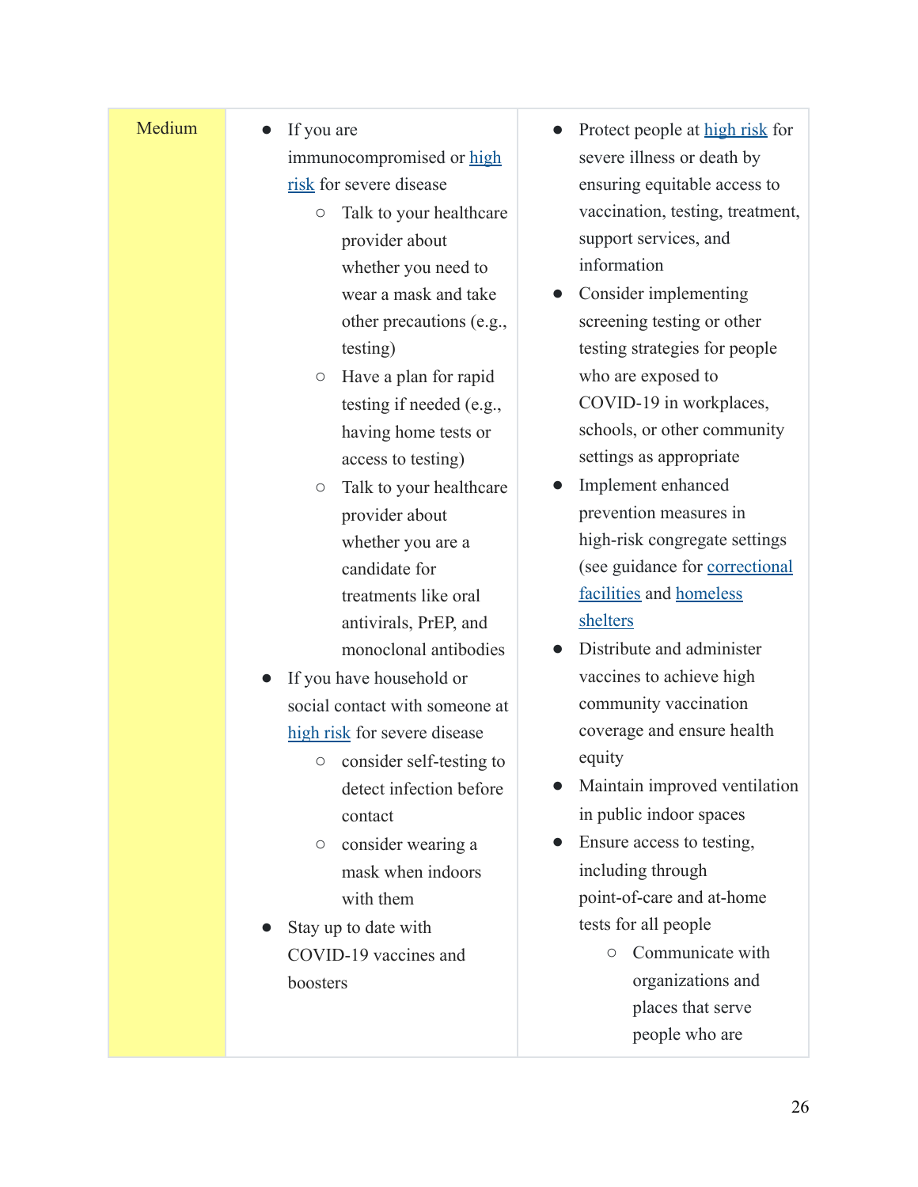| Medium | <ul><li>If you are immunocompromised or [high risk](#) for severe disease<ul><li>Talk to your healthcare provider about whether you need to wear a mask and take other precautions (e.g., testing)</li><li>Have a plan for rapid testing if needed (e.g., having home tests or access to testing)</li><li>Talk to your healthcare provider about whether you are a candidate for treatments like oral antivirals, PrEP, and monoclonal antibodies</li></ul></li><li>If you have household or social contact with someone at [high risk](#) for severe disease<ul><li>consider self-testing to detect infection before contact</li><li>consider wearing a mask when indoors with them</li></ul></li><li>Stay up to date with COVID-19 vaccines and boosters</li></ul> | <ul><li>Protect people at [high risk](#) for severe illness or death by ensuring equitable access to vaccination, testing, treatment, support services, and information</li><li>Consider implementing screening testing or other testing strategies for people who are exposed to COVID-19 in workplaces, schools, or other community settings as appropriate</li><li>Implement enhanced prevention measures in high-risk congregate settings (see guidance for [correctional facilities](#) and [homeless shelters](#))</li><li>Distribute and administer vaccines to achieve high community vaccination coverage and ensure health equity</li><li>Maintain improved ventilation in public indoor spaces</li><li>Ensure access to testing, including through point-of-care and at-home tests for all people<ul><li>Communicate with organizations and places that serve people who are</li></ul></li></ul> |
|---|---|---|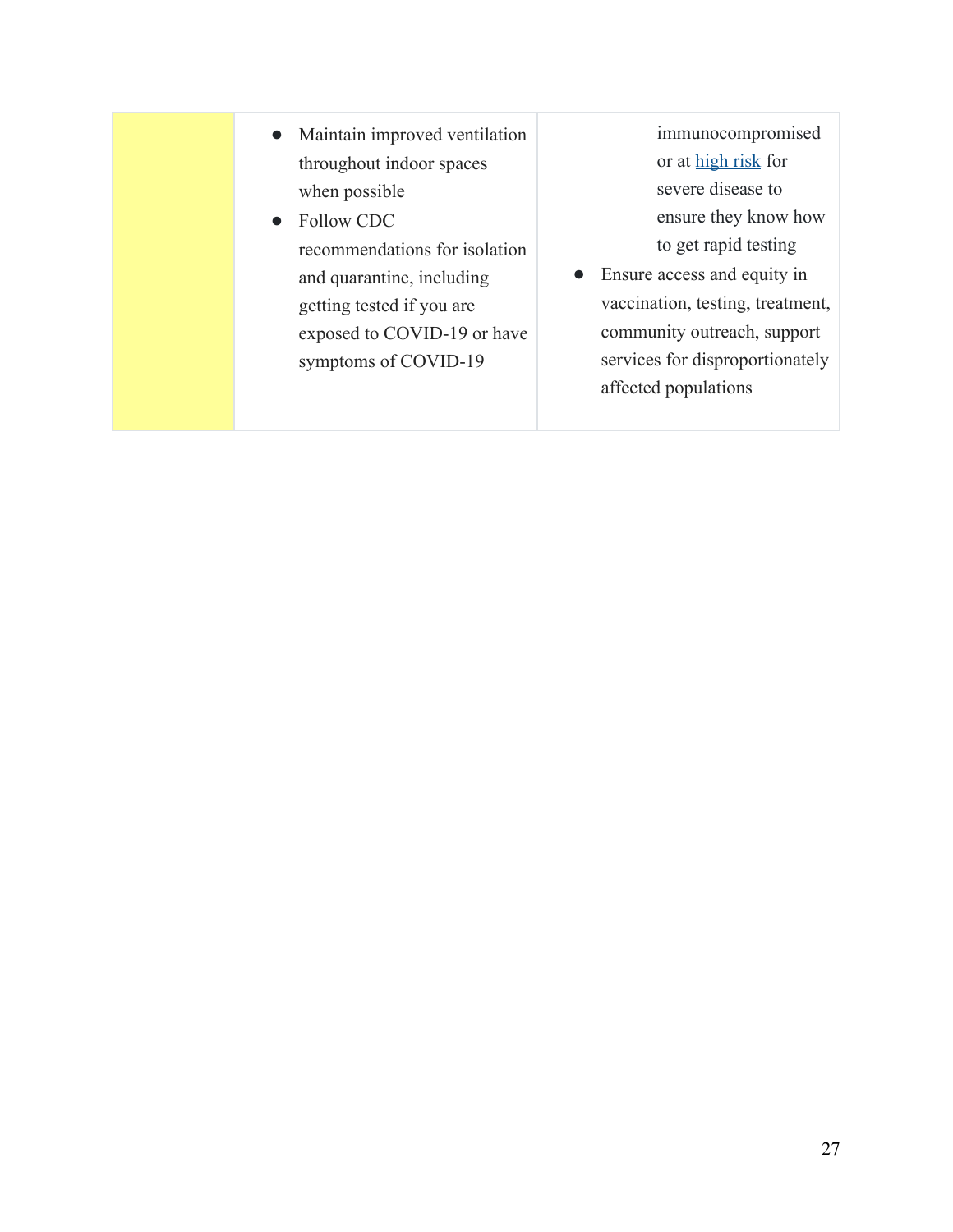| | | |
|---|---|---|
| | • Maintain improved ventilation throughout indoor spaces when possible<br>• Follow CDC recommendations for isolation and quarantine, including getting tested if you are exposed to COVID-19 or have symptoms of COVID-19 | immunocompromised or at high risk for severe disease to ensure they know how to get rapid testing<br>• Ensure access and equity in vaccination, testing, treatment, community outreach, support services for disproportionately affected populations |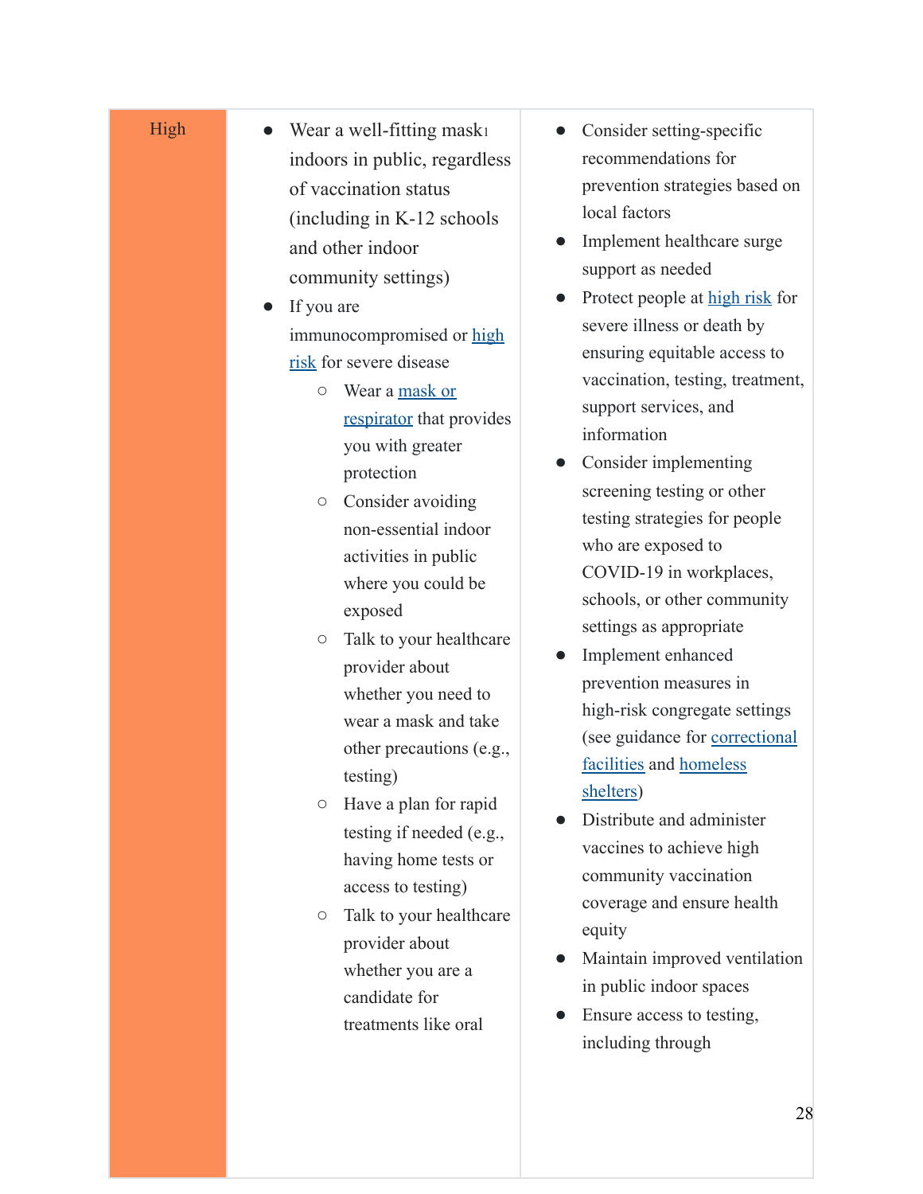| High | • Wear a well-fitting mask[1] indoors in public, regardless of vaccination status (including in K-12 schools and other indoor community settings)<br>• If you are immunocompromised or high risk for severe disease<br>○ Wear a mask or respirator that provides you with greater protection<br>○ Consider avoiding non-essential indoor activities in public where you could be exposed<br>○ Talk to your healthcare provider about whether you need to wear a mask and take other precautions (e.g., testing)<br>○ Have a plan for rapid testing if needed (e.g., having home tests or access to testing)<br>○ Talk to your healthcare provider about whether you are a candidate for treatments like oral | • Consider setting-specific recommendations for prevention strategies based on local factors<br>• Implement healthcare surge support as needed<br>• Protect people at high risk for severe illness or death by ensuring equitable access to vaccination, testing, treatment, support services, and information<br>• Consider implementing screening testing or other testing strategies for people who are exposed to COVID-19 in workplaces, schools, or other community settings as appropriate<br>• Implement enhanced prevention measures in high-risk congregate settings (see guidance for correctional facilities and homeless shelters)<br>• Distribute and administer vaccines to achieve high community vaccination coverage and ensure health equity<br>• Maintain improved ventilation in public indoor spaces<br>• Ensure access to testing, including through |
|---|---|---|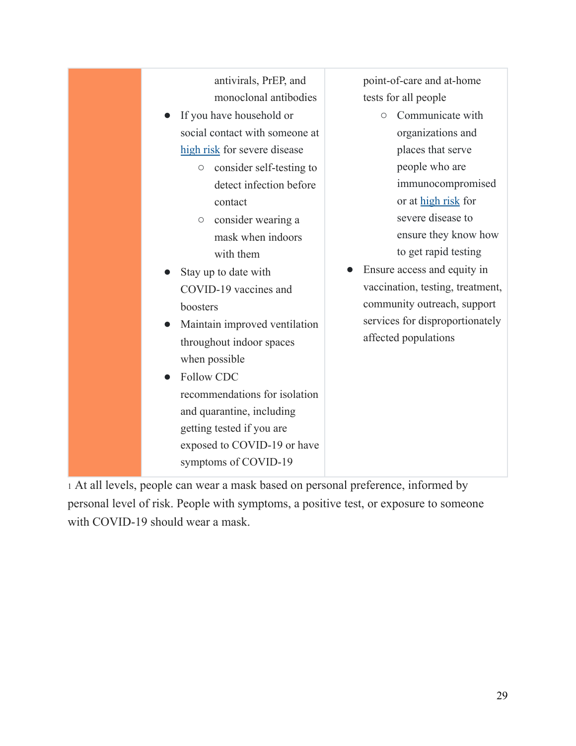| | | |
|---|---|---|
| | antivirals, PrEP, and monoclonal antibodies<br>• If you have household or social contact with someone at high risk for severe disease<br>  ○ consider self-testing to detect infection before contact<br>  ○ consider wearing a mask when indoors with them<br>• Stay up to date with COVID-19 vaccines and boosters<br>• Maintain improved ventilation throughout indoor spaces when possible<br>• Follow CDC recommendations for isolation and quarantine, including getting tested if you are exposed to COVID-19 or have symptoms of COVID-19 | point-of-care and at-home tests for all people<br>  ○ Communicate with organizations and places that serve people who are immunocompromised or at high risk for severe disease to ensure they know how to get rapid testing<br>• Ensure access and equity in vaccination, testing, treatment, community outreach, support services for disproportionately affected populations |

[1] At all levels, people can wear a mask based on personal preference, informed by personal level of risk. People with symptoms, a positive test, or exposure to someone with COVID-19 should wear a mask.